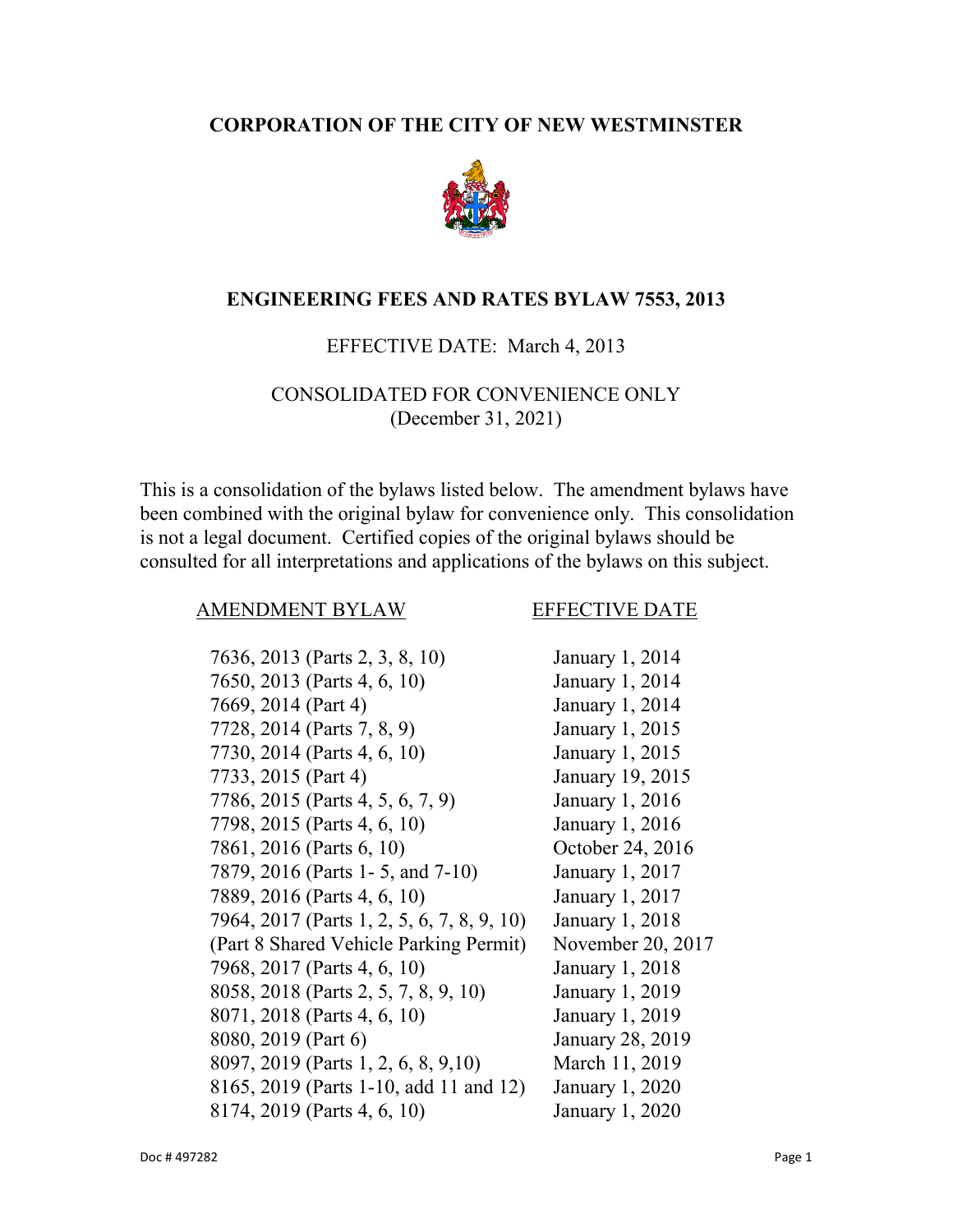# CORPORATION OF THE CITY OF NEW WESTMINSTER

## ENGINEERING FEES AND RATES BYLAW 7553, 2013

EFFECTIVE DATE: March 4, 2013

CONSOLIDATED FOR CONVENIENCE ONLY
(December 31, 2021)

This is a consolidation of the bylaws listed below. The amendment bylaws have been combined with the original bylaw for convenience only. This consolidation is not a legal document. Certified copies of the original bylaws should be consulted for all interpretations and applications of the bylaws on this subject.

| AMENDMENT BYLAW | EFFECTIVE DATE |
|---|---|
| 7636, 2013 (Parts 2, 3, 8, 10) | January 1, 2014 |
| 7650, 2013 (Parts 4, 6, 10) | January 1, 2014 |
| 7669, 2014 (Part 4) | January 1, 2014 |
| 7728, 2014 (Parts 7, 8, 9) | January 1, 2015 |
| 7730, 2014 (Parts 4, 6, 10) | January 1, 2015 |
| 7733, 2015 (Part 4) | January 19, 2015 |
| 7786, 2015 (Parts 4, 5, 6, 7, 9) | January 1, 2016 |
| 7798, 2015 (Parts 4, 6, 10) | January 1, 2016 |
| 7861, 2016 (Parts 6, 10) | October 24, 2016 |
| 7879, 2016 (Parts 1- 5, and 7-10) | January 1, 2017 |
| 7889, 2016 (Parts 4, 6, 10) | January 1, 2017 |
| 7964, 2017 (Parts 1, 2, 5, 6, 7, 8, 9, 10) | January 1, 2018 |
| (Part 8 Shared Vehicle Parking Permit) | November 20, 2017 |
| 7968, 2017 (Parts 4, 6, 10) | January 1, 2018 |
| 8058, 2018 (Parts 2, 5, 7, 8, 9, 10) | January 1, 2019 |
| 8071, 2018 (Parts 4, 6, 10) | January 1, 2019 |
| 8080, 2019 (Part 6) | January 28, 2019 |
| 8097, 2019 (Parts 1, 2, 6, 8, 9,10) | March 11, 2019 |
| 8165, 2019 (Parts 1-10, add 11 and 12) | January 1, 2020 |
| 8174, 2019 (Parts 4, 6, 10) | January 1, 2020 |

Doc # 497282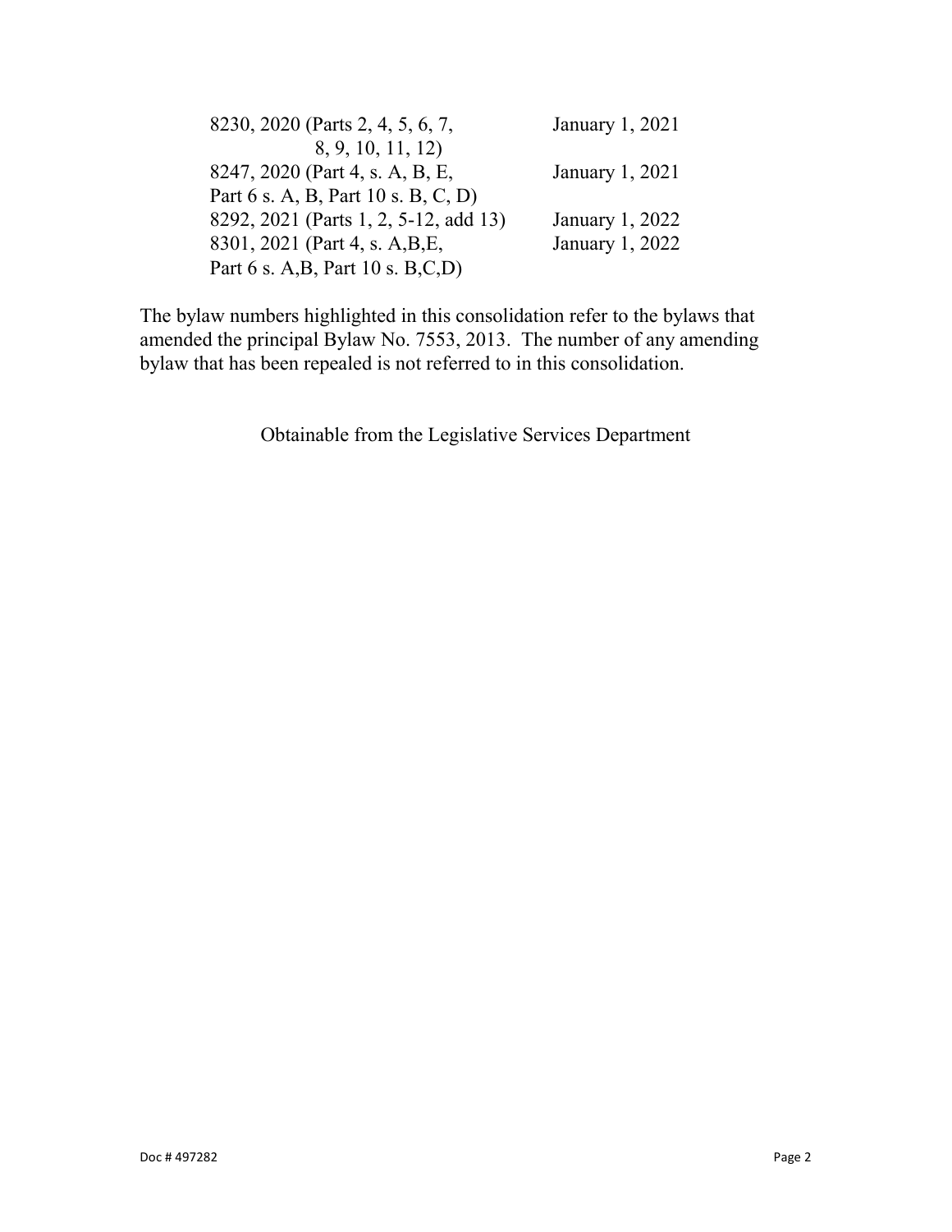| | |
|---|---|
| 8230, 2020 (Parts 2, 4, 5, 6, 7, 8, 9, 10, 11, 12) | January 1, 2021 |
| 8247, 2020 (Part 4, s. A, B, E, Part 6 s. A, B, Part 10 s. B, C, D) | January 1, 2021 |
| 8292, 2021 (Parts 1, 2, 5-12, add 13) | January 1, 2022 |
| 8301, 2021 (Part 4, s. A,B,E, Part 6 s. A,B, Part 10 s. B,C,D) | January 1, 2022 |

The bylaw numbers highlighted in this consolidation refer to the bylaws that amended the principal Bylaw No. 7553, 2013. The number of any amending bylaw that has been repealed is not referred to in this consolidation.

Obtainable from the Legislative Services Department

Doc # 497282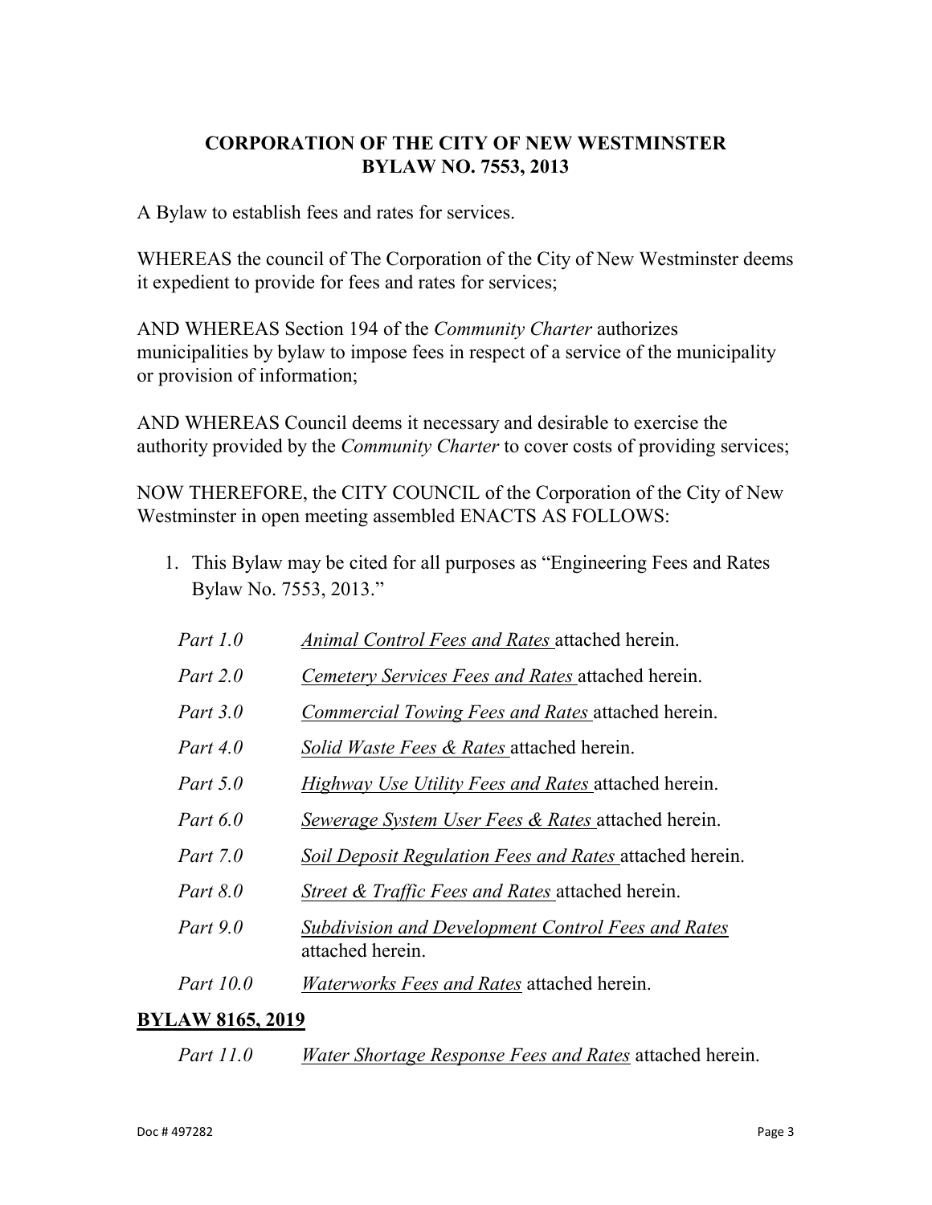**CORPORATION OF THE CITY OF NEW WESTMINSTER**
**BYLAW NO. 7553, 2013**

A Bylaw to establish fees and rates for services.

WHEREAS the council of The Corporation of the City of New Westminster deems it expedient to provide for fees and rates for services;

AND WHEREAS Section 194 of the *Community Charter* authorizes municipalities by bylaw to impose fees in respect of a service of the municipality or provision of information;

AND WHEREAS Council deems it necessary and desirable to exercise the authority provided by the *Community Charter* to cover costs of providing services;

NOW THEREFORE, the CITY COUNCIL of the Corporation of the City of New Westminster in open meeting assembled ENACTS AS FOLLOWS:

1. This Bylaw may be cited for all purposes as "Engineering Fees and Rates Bylaw No. 7553, 2013."

*Part 1.0* — *Animal Control Fees and Rates* attached herein.

*Part 2.0* — *Cemetery Services Fees and Rates* attached herein.

*Part 3.0* — *Commercial Towing Fees and Rates* attached herein.

*Part 4.0* — *Solid Waste Fees & Rates* attached herein.

*Part 5.0* — *Highway Use Utility Fees and Rates* attached herein.

*Part 6.0* — *Sewerage System User Fees & Rates* attached herein.

*Part 7.0* — *Soil Deposit Regulation Fees and Rates* attached herein.

*Part 8.0* — *Street & Traffic Fees and Rates* attached herein.

*Part 9.0* — *Subdivision and Development Control Fees and Rates* attached herein.

*Part 10.0* — *Waterworks Fees and Rates* attached herein.

**BYLAW 8165, 2019**

*Part 11.0* — *Water Shortage Response Fees and Rates* attached herein.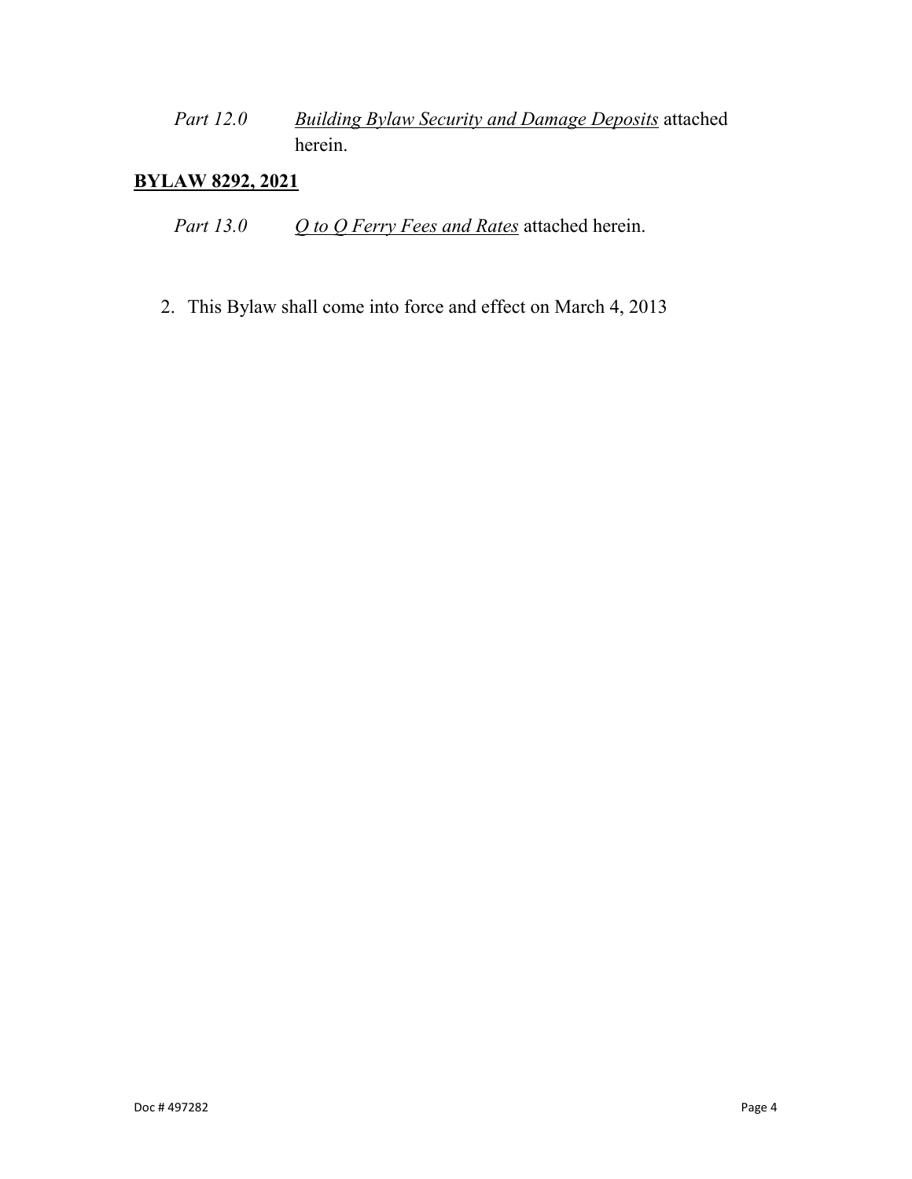*Part 12.0* *Building Bylaw Security and Damage Deposits* attached herein.

**BYLAW 8292, 2021**

*Part 13.0* *Q to Q Ferry Fees and Rates* attached herein.

2. This Bylaw shall come into force and effect on March 4, 2013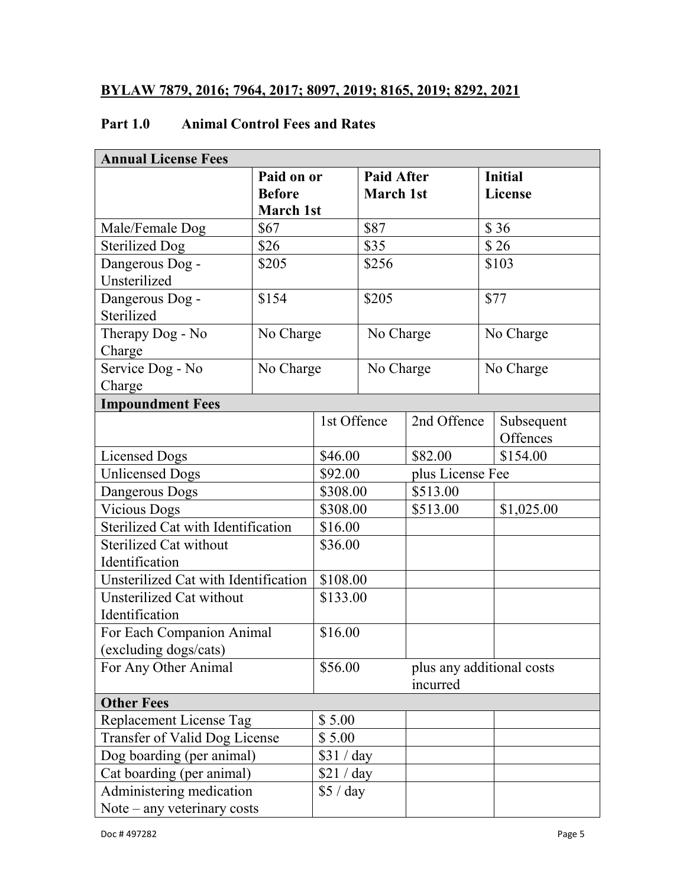**BYLAW 7879, 2016; 7964, 2017; 8097, 2019; 8165, 2019; 8292, 2021**

## Part 1.0 Animal Control Fees and Rates

| **Annual License Fees** | | | |
|---|---|---|---|
| | **Paid on or Before March 1st** | **Paid After March 1st** | **Initial License** |
| Male/Female Dog | $67 | $87 | $ 36 |
| Sterilized Dog | $26 | $35 | $ 26 |
| Dangerous Dog - Unsterilized | $205 | $256 | $103 |
| Dangerous Dog - Sterilized | $154 | $205 | $77 |
| Therapy Dog - No Charge | No Charge | No Charge | No Charge |
| Service Dog - No Charge | No Charge | No Charge | No Charge |

| **Impoundment Fees** | | | |
|---|---|---|---|
| | 1st Offence | 2nd Offence | Subsequent Offences |
| Licensed Dogs | $46.00 | $82.00 | $154.00 |
| Unlicensed Dogs | $92.00 | plus License Fee | |
| Dangerous Dogs | $308.00 | $513.00 | |
| Vicious Dogs | $308.00 | $513.00 | $1,025.00 |
| Sterilized Cat with Identification | $16.00 | | |
| Sterilized Cat without Identification | $36.00 | | |
| Unsterilized Cat with Identification | $108.00 | | |
| Unsterilized Cat without Identification | $133.00 | | |
| For Each Companion Animal (excluding dogs/cats) | $16.00 | | |
| For Any Other Animal | $56.00 | plus any additional costs incurred | |
| **Other Fees** | | | |
| Replacement License Tag | $ 5.00 | | |
| Transfer of Valid Dog License | $ 5.00 | | |
| Dog boarding (per animal) | $31 / day | | |
| Cat boarding (per animal) | $21 / day | | |
| Administering medication Note – any veterinary costs | $5 / day | | |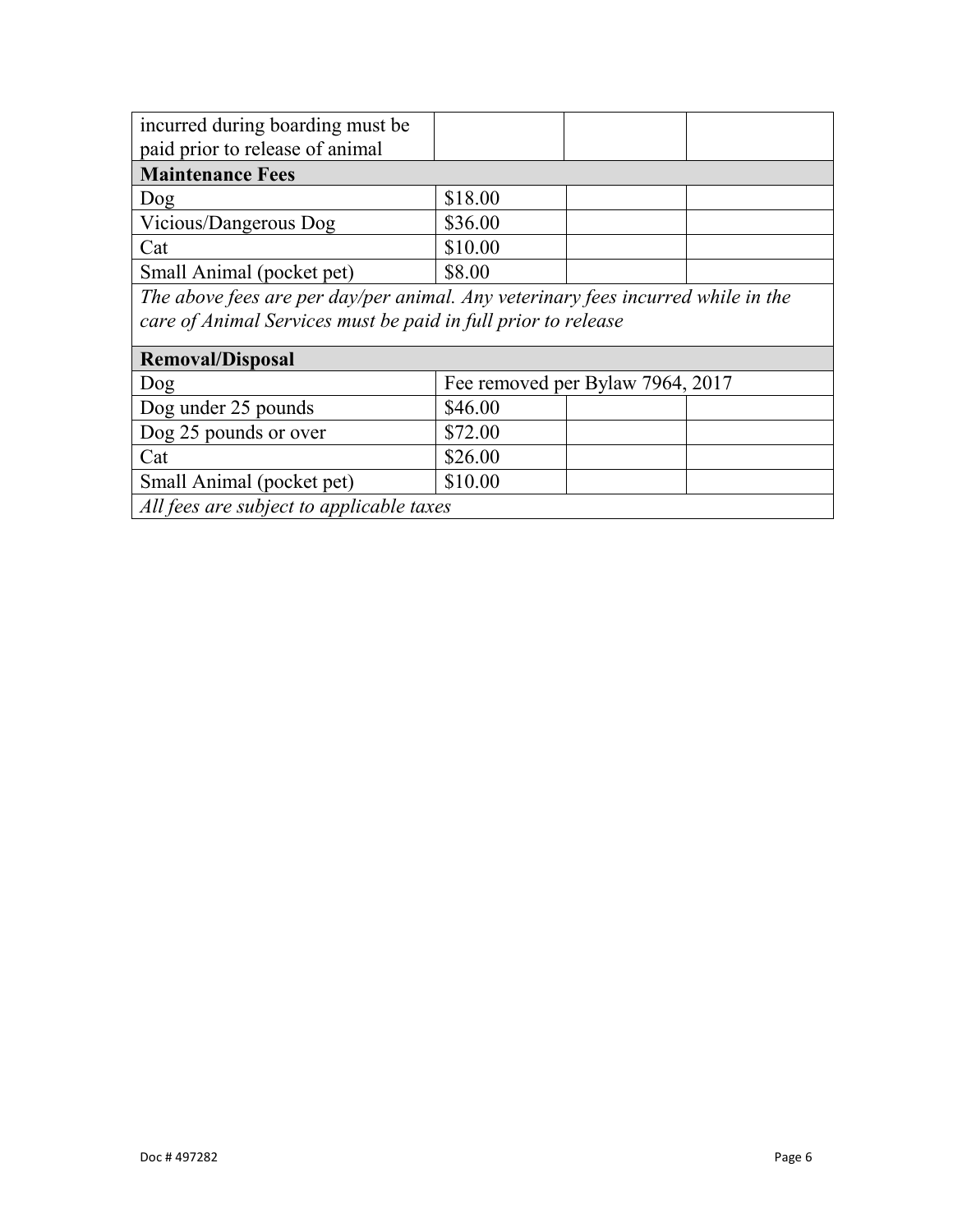| incurred during boarding must be paid prior to release of animal | | | |
| --- | --- | --- | --- |
| **Maintenance Fees** | | | |
| Dog | $18.00 | | |
| Vicious/Dangerous Dog | $36.00 | | |
| Cat | $10.00 | | |
| Small Animal (pocket pet) | $8.00 | | |
| *The above fees are per day/per animal. Any veterinary fees incurred while in the care of Animal Services must be paid in full prior to release* | | | |
| **Removal/Disposal** | | | |
| Dog | Fee removed per Bylaw 7964, 2017 | | |
| Dog under 25 pounds | $46.00 | | |
| Dog 25 pounds or over | $72.00 | | |
| Cat | $26.00 | | |
| Small Animal (pocket pet) | $10.00 | | |
| *All fees are subject to applicable taxes* | | | |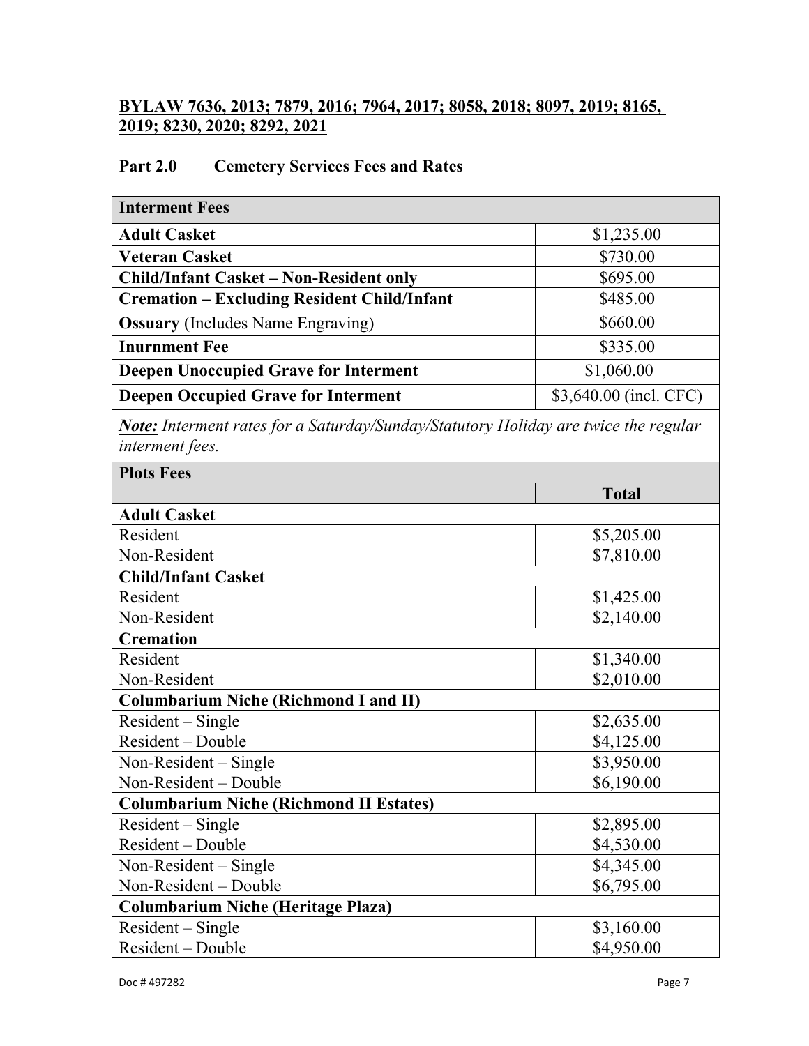**BYLAW 7636, 2013; 7879, 2016; 7964, 2017; 8058, 2018; 8097, 2019; 8165, 2019; 8230, 2020; 8292, 2021**

## Part 2.0 Cemetery Services Fees and Rates

| **Interment Fees** | |
|---|---|
| **Adult Casket** | $1,235.00 |
| **Veteran Casket** | $730.00 |
| **Child/Infant Casket – Non-Resident only** | $695.00 |
| **Cremation – Excluding Resident Child/Infant** | $485.00 |
| **Ossuary** (Includes Name Engraving) | $660.00 |
| **Inurnment Fee** | $335.00 |
| **Deepen Unoccupied Grave for Interment** | $1,060.00 |
| **Deepen Occupied Grave for Interment** | $3,640.00 (incl. CFC) |
| ***Note:*** *Interment rates for a Saturday/Sunday/Statutory Holiday are twice the regular interment fees.* | |
| **Plots Fees** | |
| | **Total** |
| **Adult Casket** | |
| Resident | $5,205.00 |
| Non-Resident | $7,810.00 |
| **Child/Infant Casket** | |
| Resident | $1,425.00 |
| Non-Resident | $2,140.00 |
| **Cremation** | |
| Resident | $1,340.00 |
| Non-Resident | $2,010.00 |
| **Columbarium Niche (Richmond I and II)** | |
| Resident – Single | $2,635.00 |
| Resident – Double | $4,125.00 |
| Non-Resident – Single | $3,950.00 |
| Non-Resident – Double | $6,190.00 |
| **Columbarium Niche (Richmond II Estates)** | |
| Resident – Single | $2,895.00 |
| Resident – Double | $4,530.00 |
| Non-Resident – Single | $4,345.00 |
| Non-Resident – Double | $6,795.00 |
| **Columbarium Niche (Heritage Plaza)** | |
| Resident – Single | $3,160.00 |
| Resident – Double | $4,950.00 |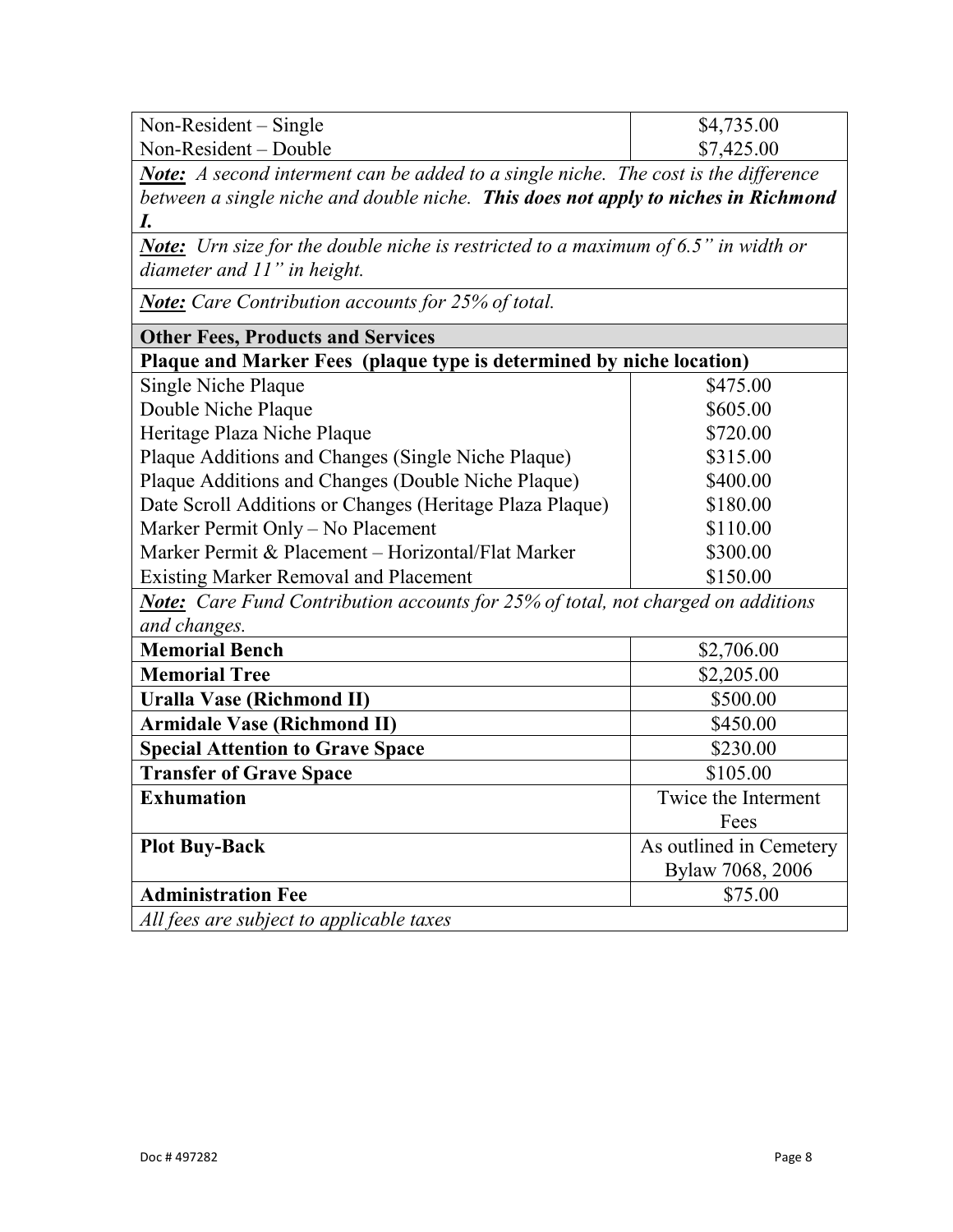| | |
|---|---|
| Non-Resident – Single | $4,735.00 |
| Non-Resident – Double | $7,425.00 |
| ***Note:*** *A second interment can be added to a single niche. The cost is the difference between a single niche and double niche.* ***This does not apply to niches in Richmond I.*** | |
| ***Note:*** *Urn size for the double niche is restricted to a maximum of 6.5" in width or diameter and 11" in height.* | |
| ***Note:*** *Care Contribution accounts for 25% of total.* | |
| **Other Fees, Products and Services** | |
| **Plaque and Marker Fees (plaque type is determined by niche location)** | |
| Single Niche Plaque | $475.00 |
| Double Niche Plaque | $605.00 |
| Heritage Plaza Niche Plaque | $720.00 |
| Plaque Additions and Changes (Single Niche Plaque) | $315.00 |
| Plaque Additions and Changes (Double Niche Plaque) | $400.00 |
| Date Scroll Additions or Changes (Heritage Plaza Plaque) | $180.00 |
| Marker Permit Only – No Placement | $110.00 |
| Marker Permit & Placement – Horizontal/Flat Marker | $300.00 |
| Existing Marker Removal and Placement | $150.00 |
| ***Note:*** *Care Fund Contribution accounts for 25% of total, not charged on additions and changes.* | |
| **Memorial Bench** | $2,706.00 |
| **Memorial Tree** | $2,205.00 |
| **Uralla Vase (Richmond II)** | $500.00 |
| **Armidale Vase (Richmond II)** | $450.00 |
| **Special Attention to Grave Space** | $230.00 |
| **Transfer of Grave Space** | $105.00 |
| **Exhumation** | Twice the Interment Fees |
| **Plot Buy-Back** | As outlined in Cemetery Bylaw 7068, 2006 |
| **Administration Fee** | $75.00 |
| *All fees are subject to applicable taxes* | |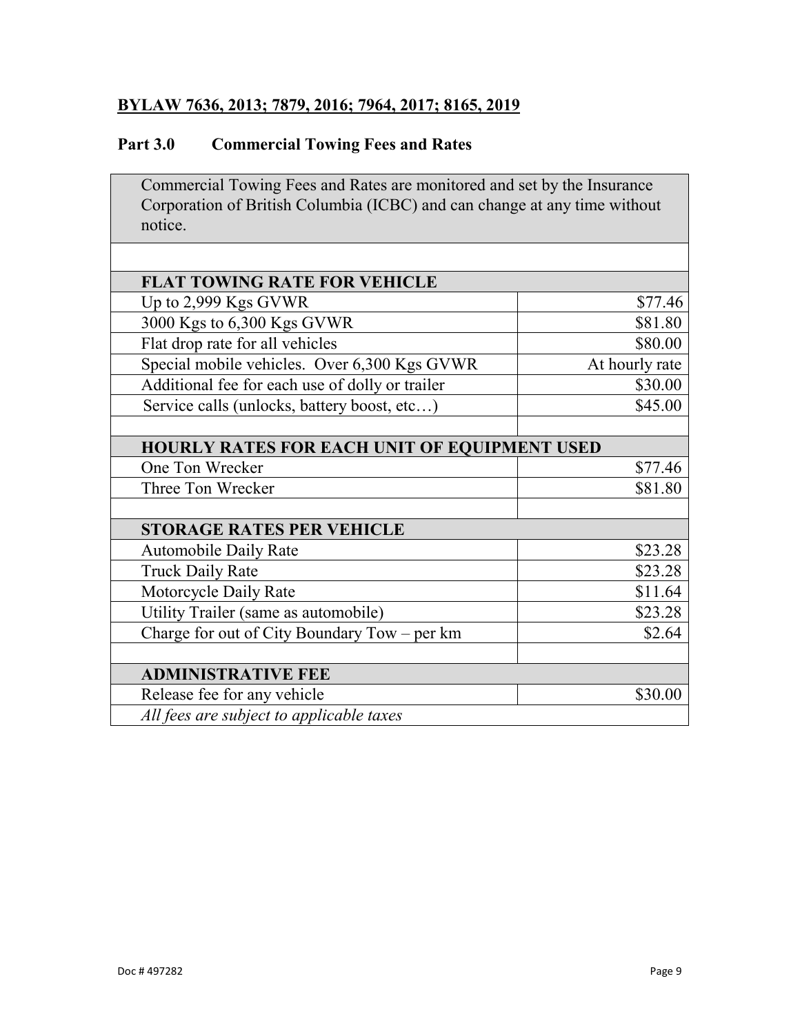**BYLAW 7636, 2013; 7879, 2016; 7964, 2017; 8165, 2019**

## Part 3.0 Commercial Towing Fees and Rates

| Commercial Towing Fees and Rates are monitored and set by the Insurance Corporation of British Columbia (ICBC) and can change at any time without notice. | |
|---|---|
| | |
| **FLAT TOWING RATE FOR VEHICLE** | |
| Up to 2,999 Kgs GVWR | $77.46 |
| 3000 Kgs to 6,300 Kgs GVWR | $81.80 |
| Flat drop rate for all vehicles | $80.00 |
| Special mobile vehicles. Over 6,300 Kgs GVWR | At hourly rate |
| Additional fee for each use of dolly or trailer | $30.00 |
| Service calls (unlocks, battery boost, etc…) | $45.00 |
| | |
| **HOURLY RATES FOR EACH UNIT OF EQUIPMENT USED** | |
| One Ton Wrecker | $77.46 |
| Three Ton Wrecker | $81.80 |
| | |
| **STORAGE RATES PER VEHICLE** | |
| Automobile Daily Rate | $23.28 |
| Truck Daily Rate | $23.28 |
| Motorcycle Daily Rate | $11.64 |
| Utility Trailer (same as automobile) | $23.28 |
| Charge for out of City Boundary Tow – per km | $2.64 |
| | |
| **ADMINISTRATIVE FEE** | |
| Release fee for any vehicle | $30.00 |
| *All fees are subject to applicable taxes* | |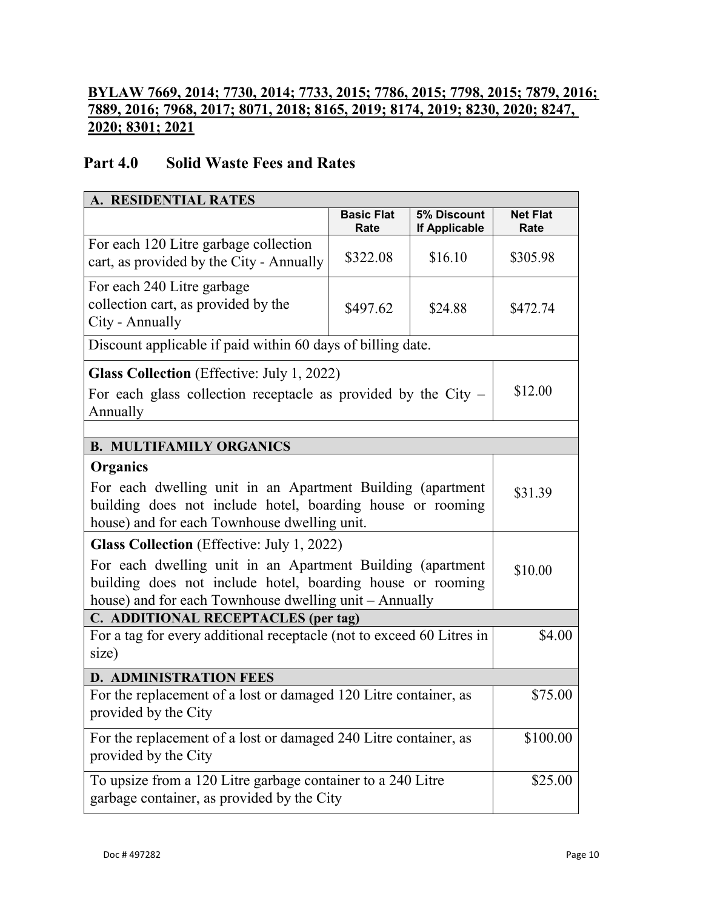**BYLAW 7669, 2014; 7730, 2014; 7733, 2015; 7786, 2015; 7798, 2015; 7879, 2016; 7889, 2016; 7968, 2017; 8071, 2018; 8165, 2019; 8174, 2019; 8230, 2020; 8247, 2020; 8301; 2021**

## Part 4.0 Solid Waste Fees and Rates

| **A. RESIDENTIAL RATES** | | | |
|---|---|---|---|
| | **Basic Flat Rate** | **5% Discount If Applicable** | **Net Flat Rate** |
| For each 120 Litre garbage collection cart, as provided by the City - Annually | $322.08 | $16.10 | $305.98 |
| For each 240 Litre garbage collection cart, as provided by the City - Annually | $497.62 | $24.88 | $472.74 |
| Discount applicable if paid within 60 days of billing date. | | | |
| **Glass Collection** (Effective: July 1, 2022) For each glass collection receptacle as provided by the City – Annually | | | $12.00 |
| | | | |
| **B. MULTIFAMILY ORGANICS** | | | |
| **Organics** For each dwelling unit in an Apartment Building (apartment building does not include hotel, boarding house or rooming house) and for each Townhouse dwelling unit. | | | $31.39 |
| **Glass Collection** (Effective: July 1, 2022) For each dwelling unit in an Apartment Building (apartment building does not include hotel, boarding house or rooming house) and for each Townhouse dwelling unit – Annually | | | $10.00 |
| **C. ADDITIONAL RECEPTACLES (per tag)** | | | |
| For a tag for every additional receptacle (not to exceed 60 Litres in size) | | | $4.00 |
| **D. ADMINISTRATION FEES** | | | |
| For the replacement of a lost or damaged 120 Litre container, as provided by the City | | | $75.00 |
| For the replacement of a lost or damaged 240 Litre container, as provided by the City | | | $100.00 |
| To upsize from a 120 Litre garbage container to a 240 Litre garbage container, as provided by the City | | | $25.00 |

Doc # 497282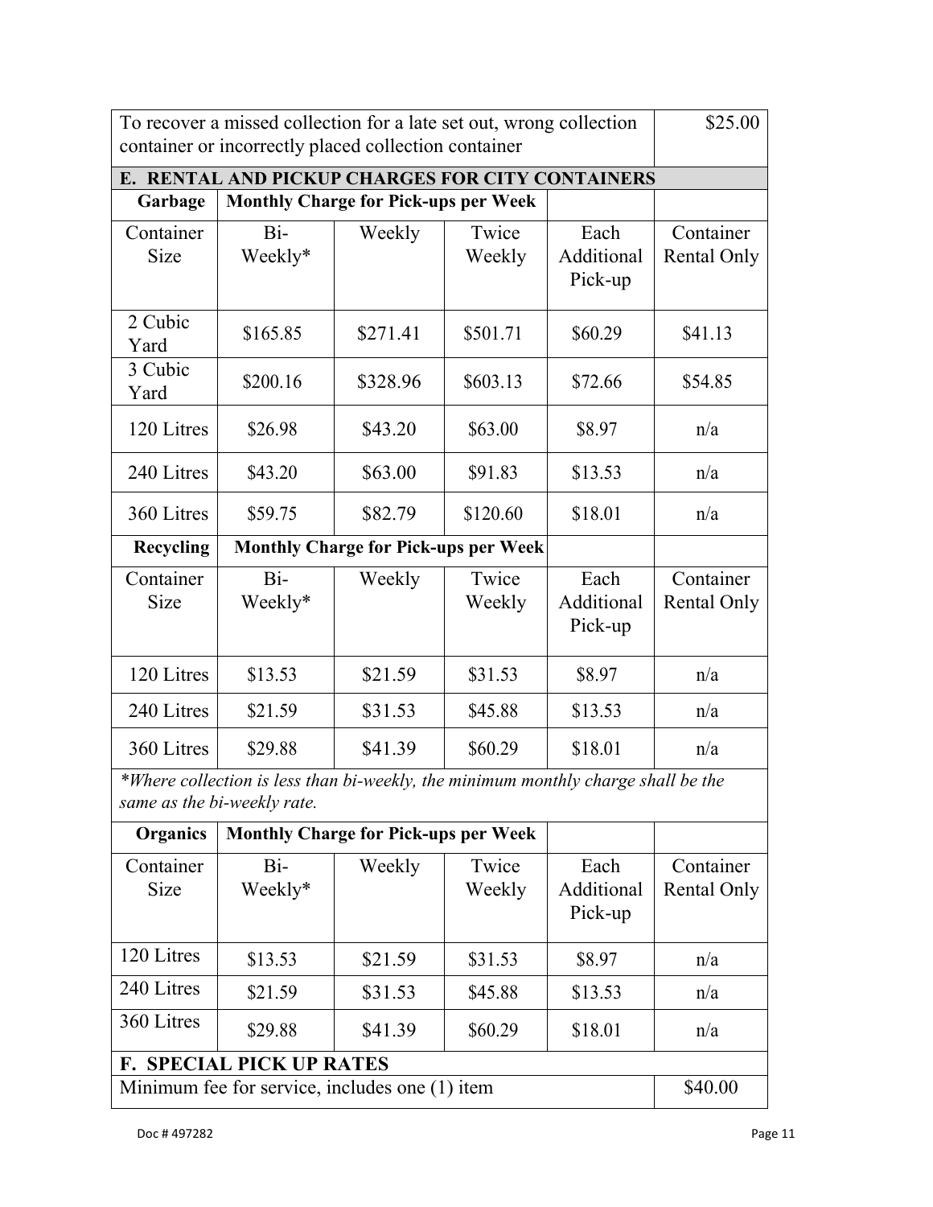| To recover a missed collection for a late set out, wrong collection container or incorrectly placed collection container | $25.00 |
|---|---|

**E. RENTAL AND PICKUP CHARGES FOR CITY CONTAINERS**

| Garbage | Monthly Charge for Pick-ups per Week | | | | |
|---|---|---|---|---|---|
| Container Size | Bi-Weekly* | Weekly | Twice Weekly | Each Additional Pick-up | Container Rental Only |
| 2 Cubic Yard | $165.85 | $271.41 | $501.71 | $60.29 | $41.13 |
| 3 Cubic Yard | $200.16 | $328.96 | $603.13 | $72.66 | $54.85 |
| 120 Litres | $26.98 | $43.20 | $63.00 | $8.97 | n/a |
| 240 Litres | $43.20 | $63.00 | $91.83 | $13.53 | n/a |
| 360 Litres | $59.75 | $82.79 | $120.60 | $18.01 | n/a |

| Recycling | Monthly Charge for Pick-ups per Week | | | | |
|---|---|---|---|---|---|
| Container Size | Bi-Weekly* | Weekly | Twice Weekly | Each Additional Pick-up | Container Rental Only |
| 120 Litres | $13.53 | $21.59 | $31.53 | $8.97 | n/a |
| 240 Litres | $21.59 | $31.53 | $45.88 | $13.53 | n/a |
| 360 Litres | $29.88 | $41.39 | $60.29 | $18.01 | n/a |

*\*Where collection is less than bi-weekly, the minimum monthly charge shall be the same as the bi-weekly rate.*

| Organics | Monthly Charge for Pick-ups per Week | | | | |
|---|---|---|---|---|---|
| Container Size | Bi-Weekly* | Weekly | Twice Weekly | Each Additional Pick-up | Container Rental Only |
| 120 Litres | $13.53 | $21.59 | $31.53 | $8.97 | n/a |
| 240 Litres | $21.59 | $31.53 | $45.88 | $13.53 | n/a |
| 360 Litres | $29.88 | $41.39 | $60.29 | $18.01 | n/a |

**F. SPECIAL PICK UP RATES**

| Minimum fee for service, includes one (1) item | $40.00 |
|---|---|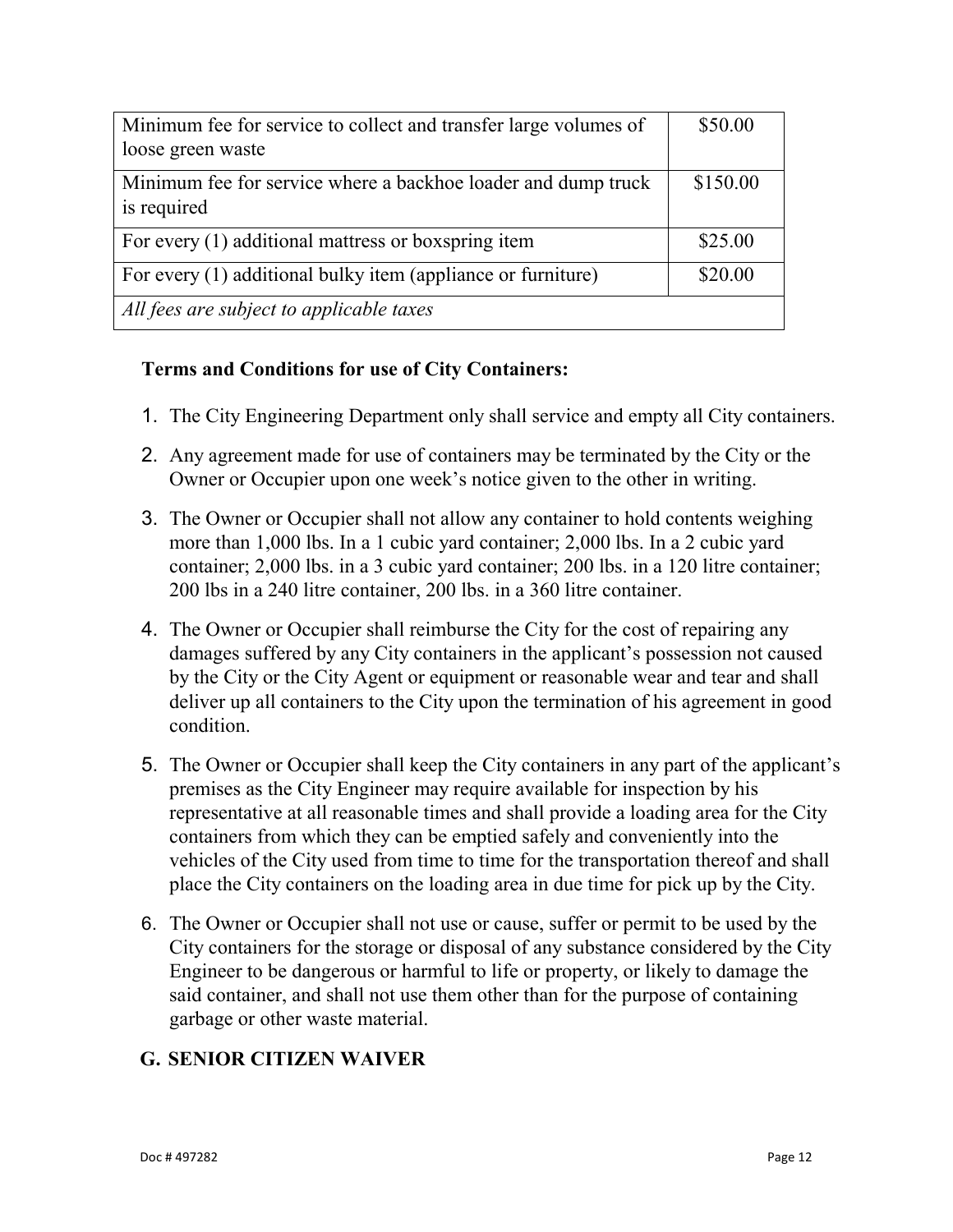| Minimum fee for service to collect and transfer large volumes of loose green waste | $50.00 |
|---|---|
| Minimum fee for service where a backhoe loader and dump truck is required | $150.00 |
| For every (1) additional mattress or boxspring item | $25.00 |
| For every (1) additional bulky item (appliance or furniture) | $20.00 |
| *All fees are subject to applicable taxes* | |

**Terms and Conditions for use of City Containers:**

1. The City Engineering Department only shall service and empty all City containers.
2. Any agreement made for use of containers may be terminated by the City or the Owner or Occupier upon one week's notice given to the other in writing.
3. The Owner or Occupier shall not allow any container to hold contents weighing more than 1,000 lbs. In a 1 cubic yard container; 2,000 lbs. In a 2 cubic yard container; 2,000 lbs. in a 3 cubic yard container; 200 lbs. in a 120 litre container; 200 lbs in a 240 litre container, 200 lbs. in a 360 litre container.
4. The Owner or Occupier shall reimburse the City for the cost of repairing any damages suffered by any City containers in the applicant's possession not caused by the City or the City Agent or equipment or reasonable wear and tear and shall deliver up all containers to the City upon the termination of his agreement in good condition.
5. The Owner or Occupier shall keep the City containers in any part of the applicant's premises as the City Engineer may require available for inspection by his representative at all reasonable times and shall provide a loading area for the City containers from which they can be emptied safely and conveniently into the vehicles of the City used from time to time for the transportation thereof and shall place the City containers on the loading area in due time for pick up by the City.
6. The Owner or Occupier shall not use or cause, suffer or permit to be used by the City containers for the storage or disposal of any substance considered by the City Engineer to be dangerous or harmful to life or property, or likely to damage the said container, and shall not use them other than for the purpose of containing garbage or other waste material.

## G. SENIOR CITIZEN WAIVER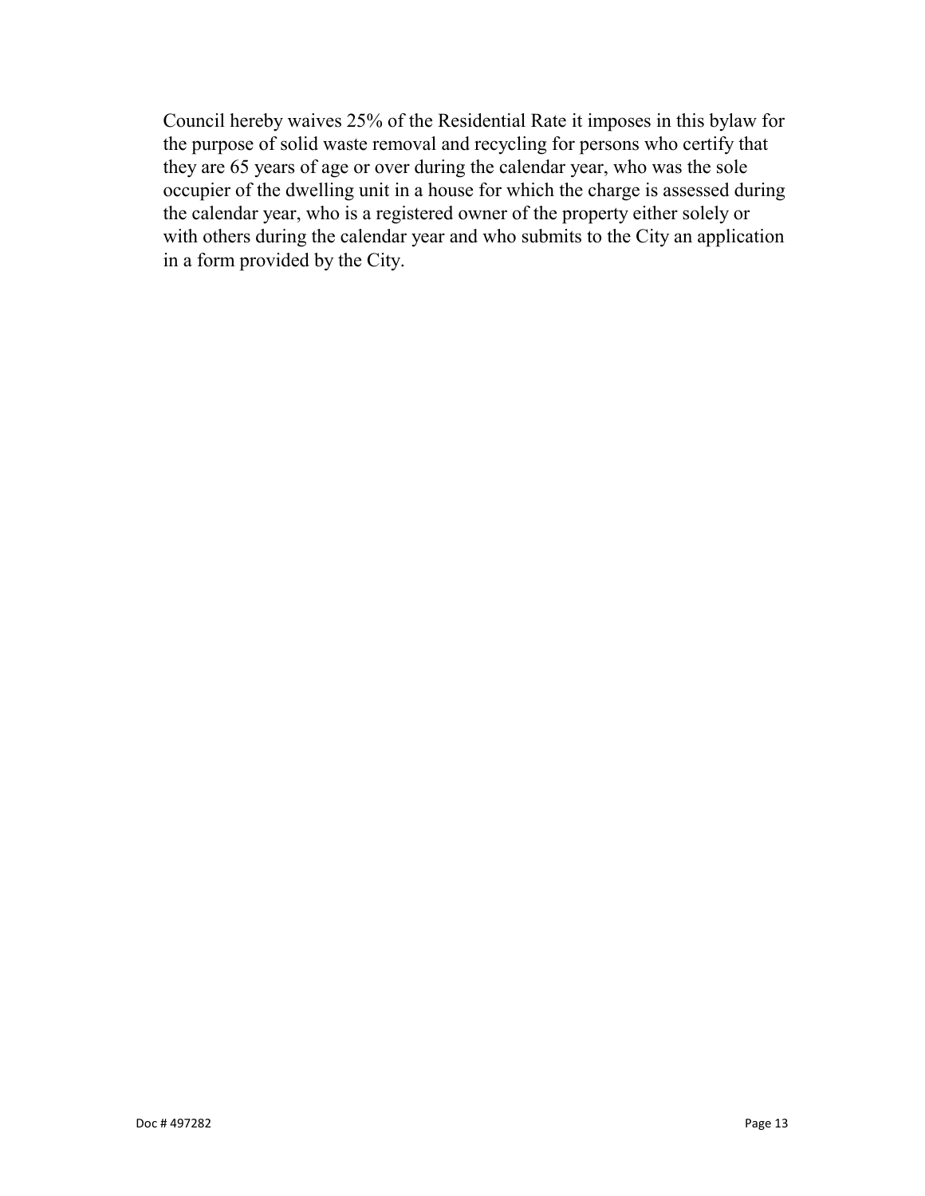Council hereby waives 25% of the Residential Rate it imposes in this bylaw for the purpose of solid waste removal and recycling for persons who certify that they are 65 years of age or over during the calendar year, who was the sole occupier of the dwelling unit in a house for which the charge is assessed during the calendar year, who is a registered owner of the property either solely or with others during the calendar year and who submits to the City an application in a form provided by the City.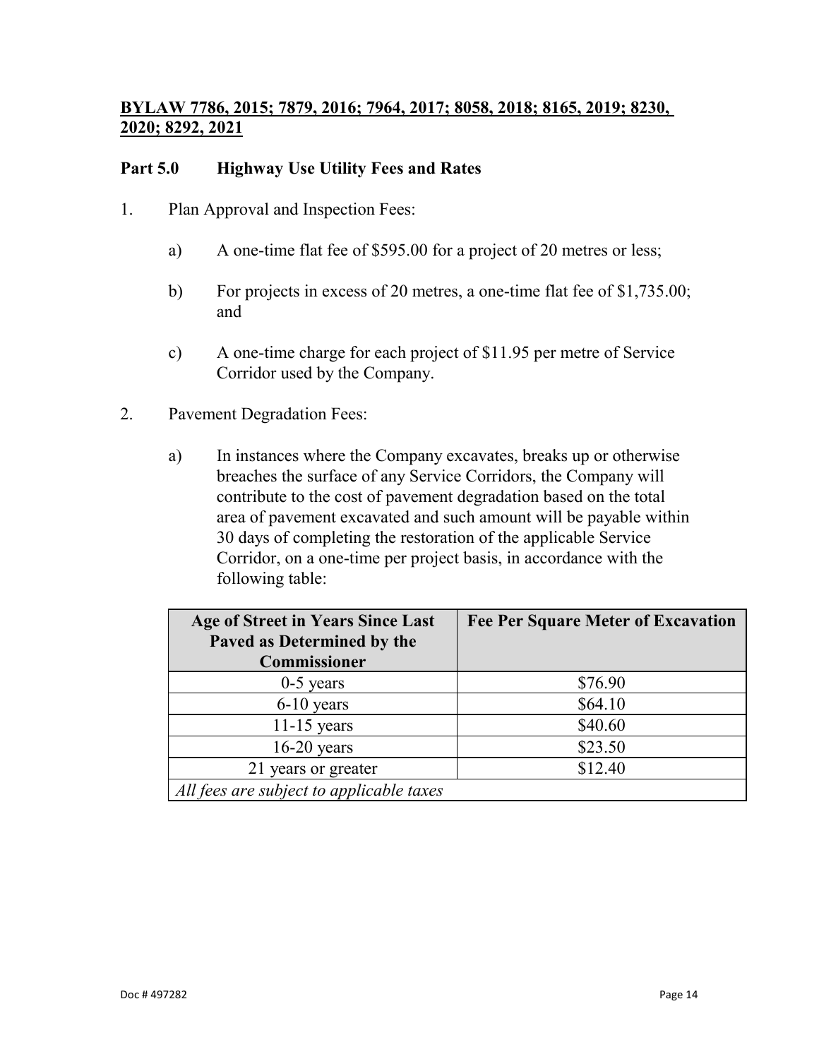**BYLAW 7786, 2015; 7879, 2016; 7964, 2017; 8058, 2018; 8165, 2019; 8230, 2020; 8292, 2021**

## Part 5.0 Highway Use Utility Fees and Rates

1. Plan Approval and Inspection Fees:

   a) A one-time flat fee of $595.00 for a project of 20 metres or less;

   b) For projects in excess of 20 metres, a one-time flat fee of $1,735.00; and

   c) A one-time charge for each project of $11.95 per metre of Service Corridor used by the Company.

2. Pavement Degradation Fees:

   a) In instances where the Company excavates, breaks up or otherwise breaches the surface of any Service Corridors, the Company will contribute to the cost of pavement degradation based on the total area of pavement excavated and such amount will be payable within 30 days of completing the restoration of the applicable Service Corridor, on a one-time per project basis, in accordance with the following table:

| Age of Street in Years Since Last Paved as Determined by the Commissioner | Fee Per Square Meter of Excavation |
|---|---|
| 0-5 years | $76.90 |
| 6-10 years | $64.10 |
| 11-15 years | $40.60 |
| 16-20 years | $23.50 |
| 21 years or greater | $12.40 |
| *All fees are subject to applicable taxes* | |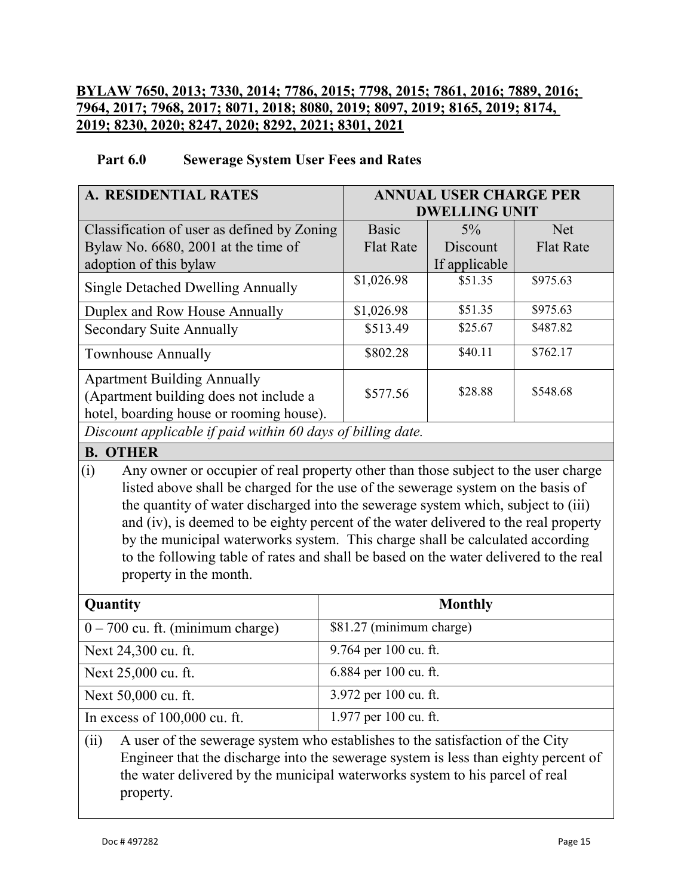**BYLAW 7650, 2013; 7330, 2014; 7786, 2015; 7798, 2015; 7861, 2016; 7889, 2016; 7964, 2017; 7968, 2017; 8071, 2018; 8080, 2019; 8097, 2019; 8165, 2019; 8174, 2019; 8230, 2020; 8247, 2020; 8292, 2021; 8301, 2021**

## Part 6.0 Sewerage System User Fees and Rates

| A. RESIDENTIAL RATES | ANNUAL USER CHARGE PER DWELLING UNIT | | |
|---|---|---|---|
| Classification of user as defined by Zoning Bylaw No. 6680, 2001 at the time of adoption of this bylaw | Basic Flat Rate | 5% Discount If applicable | Net Flat Rate |
| Single Detached Dwelling Annually | $1,026.98 | $51.35 | $975.63 |
| Duplex and Row House Annually | $1,026.98 | $51.35 | $975.63 |
| Secondary Suite Annually | $513.49 | $25.67 | $487.82 |
| Townhouse Annually | $802.28 | $40.11 | $762.17 |
| Apartment Building Annually (Apartment building does not include a hotel, boarding house or rooming house). | $577.56 | $28.88 | $548.68 |

*Discount applicable if paid within 60 days of billing date.*

**B. OTHER**

(i) Any owner or occupier of real property other than those subject to the user charge listed above shall be charged for the use of the sewerage system on the basis of the quantity of water discharged into the sewerage system which, subject to (iii) and (iv), is deemed to be eighty percent of the water delivered to the real property by the municipal waterworks system. This charge shall be calculated according to the following table of rates and shall be based on the water delivered to the real property in the month.

| Quantity | Monthly |
|---|---|
| 0 – 700 cu. ft. (minimum charge) | $81.27 (minimum charge) |
| Next 24,300 cu. ft. | 9.764 per 100 cu. ft. |
| Next 25,000 cu. ft. | 6.884 per 100 cu. ft. |
| Next 50,000 cu. ft. | 3.972 per 100 cu. ft. |
| In excess of 100,000 cu. ft. | 1.977 per 100 cu. ft. |

(ii) A user of the sewerage system who establishes to the satisfaction of the City Engineer that the discharge into the sewerage system is less than eighty percent of the water delivered by the municipal waterworks system to his parcel of real property.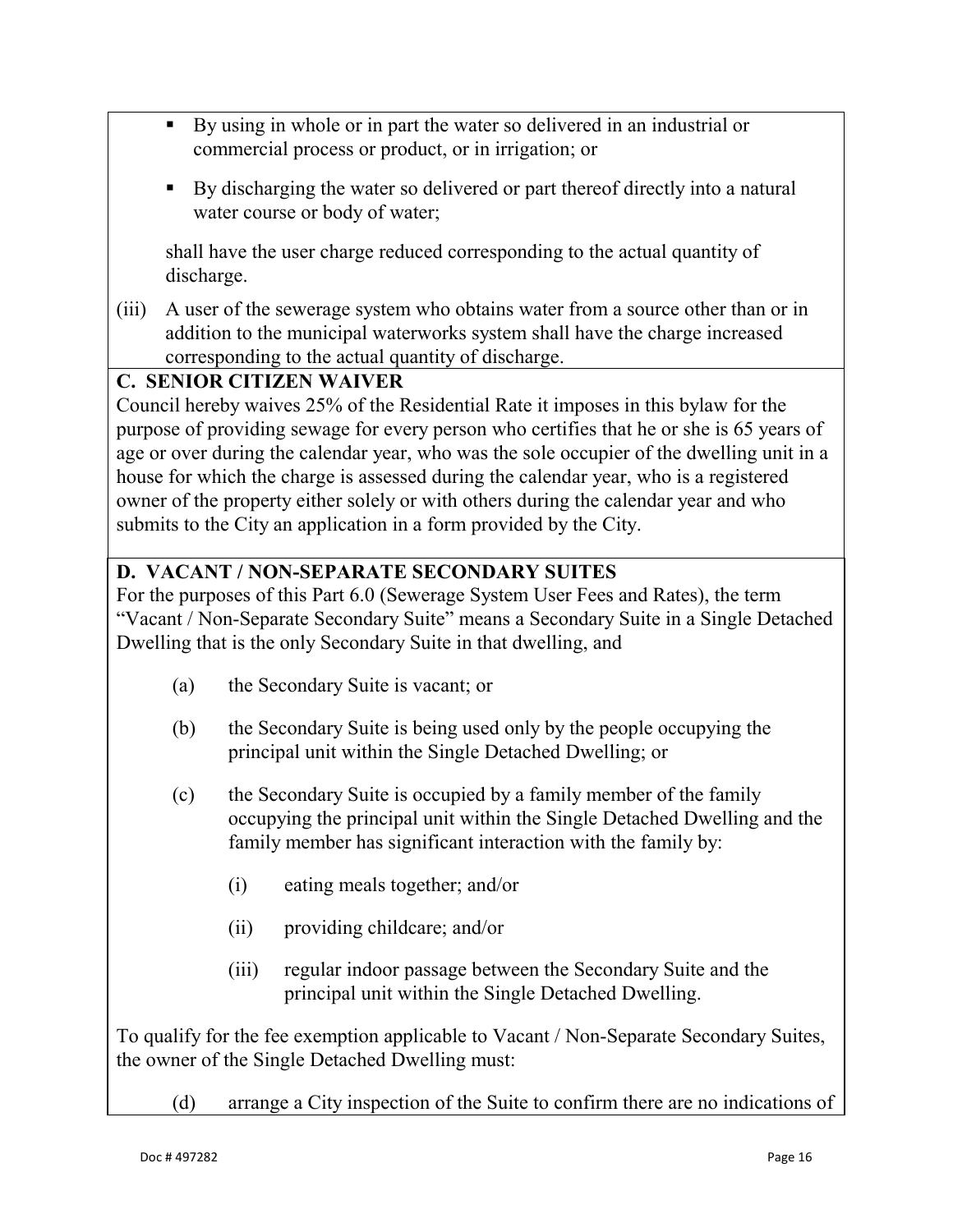- By using in whole or in part the water so delivered in an industrial or commercial process or product, or in irrigation; or

- By discharging the water so delivered or part thereof directly into a natural water course or body of water;

shall have the user charge reduced corresponding to the actual quantity of discharge.

(iii) A user of the sewerage system who obtains water from a source other than or in addition to the municipal waterworks system shall have the charge increased corresponding to the actual quantity of discharge.

**C. SENIOR CITIZEN WAIVER**

Council hereby waives 25% of the Residential Rate it imposes in this bylaw for the purpose of providing sewage for every person who certifies that he or she is 65 years of age or over during the calendar year, who was the sole occupier of the dwelling unit in a house for which the charge is assessed during the calendar year, who is a registered owner of the property either solely or with others during the calendar year and who submits to the City an application in a form provided by the City.

**D. VACANT / NON-SEPARATE SECONDARY SUITES**

For the purposes of this Part 6.0 (Sewerage System User Fees and Rates), the term "Vacant / Non-Separate Secondary Suite" means a Secondary Suite in a Single Detached Dwelling that is the only Secondary Suite in that dwelling, and

(a) the Secondary Suite is vacant; or

(b) the Secondary Suite is being used only by the people occupying the principal unit within the Single Detached Dwelling; or

(c) the Secondary Suite is occupied by a family member of the family occupying the principal unit within the Single Detached Dwelling and the family member has significant interaction with the family by:

 (i) eating meals together; and/or

 (ii) providing childcare; and/or

 (iii) regular indoor passage between the Secondary Suite and the principal unit within the Single Detached Dwelling.

To qualify for the fee exemption applicable to Vacant / Non-Separate Secondary Suites, the owner of the Single Detached Dwelling must:

(d) arrange a City inspection of the Suite to confirm there are no indications of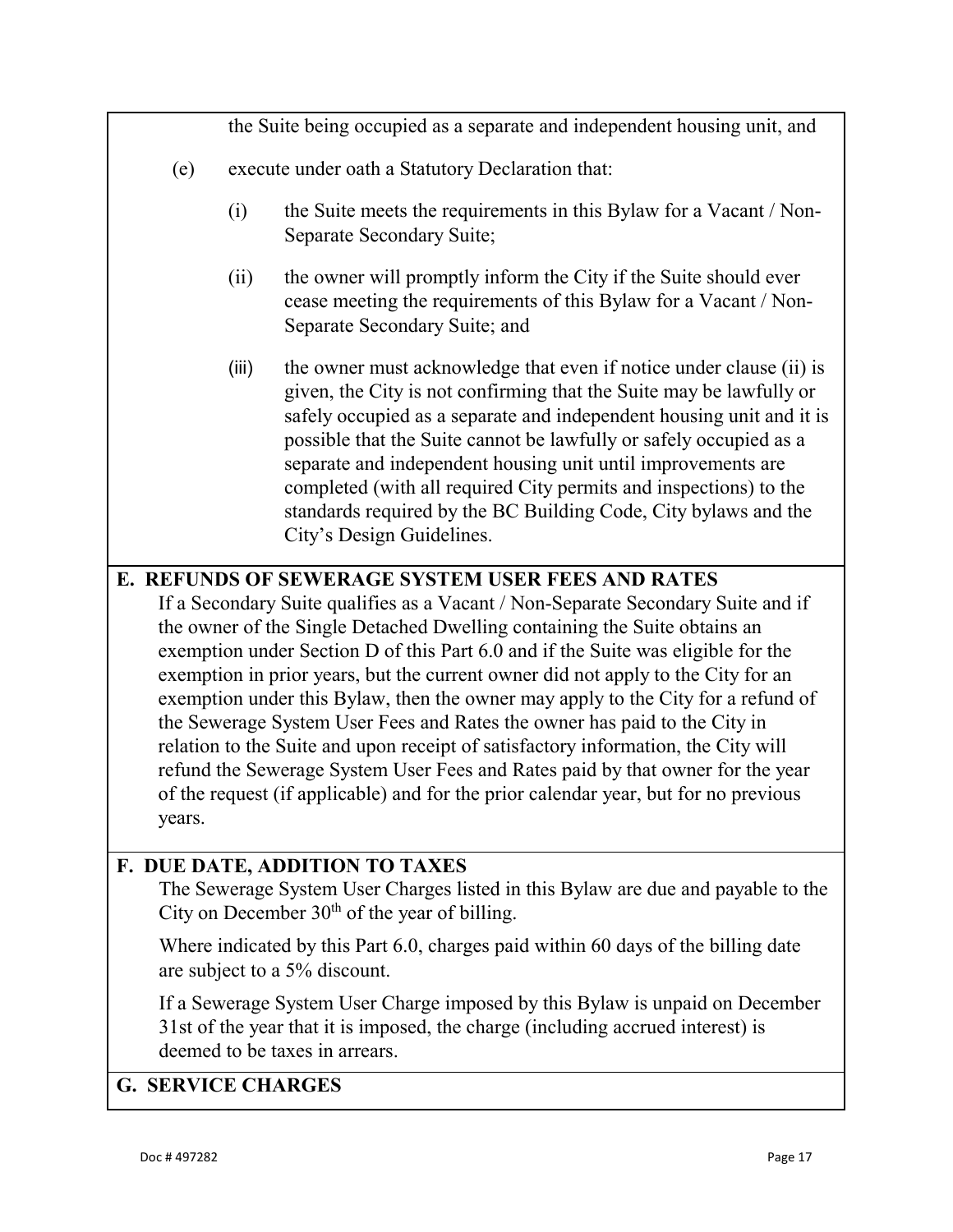the Suite being occupied as a separate and independent housing unit, and

(e) execute under oath a Statutory Declaration that:

   (i) the Suite meets the requirements in this Bylaw for a Vacant / Non-Separate Secondary Suite;

   (ii) the owner will promptly inform the City if the Suite should ever cease meeting the requirements of this Bylaw for a Vacant / Non-Separate Secondary Suite; and

   (iii) the owner must acknowledge that even if notice under clause (ii) is given, the City is not confirming that the Suite may be lawfully or safely occupied as a separate and independent housing unit and it is possible that the Suite cannot be lawfully or safely occupied as a separate and independent housing unit until improvements are completed (with all required City permits and inspections) to the standards required by the BC Building Code, City bylaws and the City's Design Guidelines.

## E. REFUNDS OF SEWERAGE SYSTEM USER FEES AND RATES

If a Secondary Suite qualifies as a Vacant / Non-Separate Secondary Suite and if the owner of the Single Detached Dwelling containing the Suite obtains an exemption under Section D of this Part 6.0 and if the Suite was eligible for the exemption in prior years, but the current owner did not apply to the City for an exemption under this Bylaw, then the owner may apply to the City for a refund of the Sewerage System User Fees and Rates the owner has paid to the City in relation to the Suite and upon receipt of satisfactory information, the City will refund the Sewerage System User Fees and Rates paid by that owner for the year of the request (if applicable) and for the prior calendar year, but for no previous years.

## F. DUE DATE, ADDITION TO TAXES

The Sewerage System User Charges listed in this Bylaw are due and payable to the City on December 30th of the year of billing.

Where indicated by this Part 6.0, charges paid within 60 days of the billing date are subject to a 5% discount.

If a Sewerage System User Charge imposed by this Bylaw is unpaid on December 31st of the year that it is imposed, the charge (including accrued interest) is deemed to be taxes in arrears.

## G. SERVICE CHARGES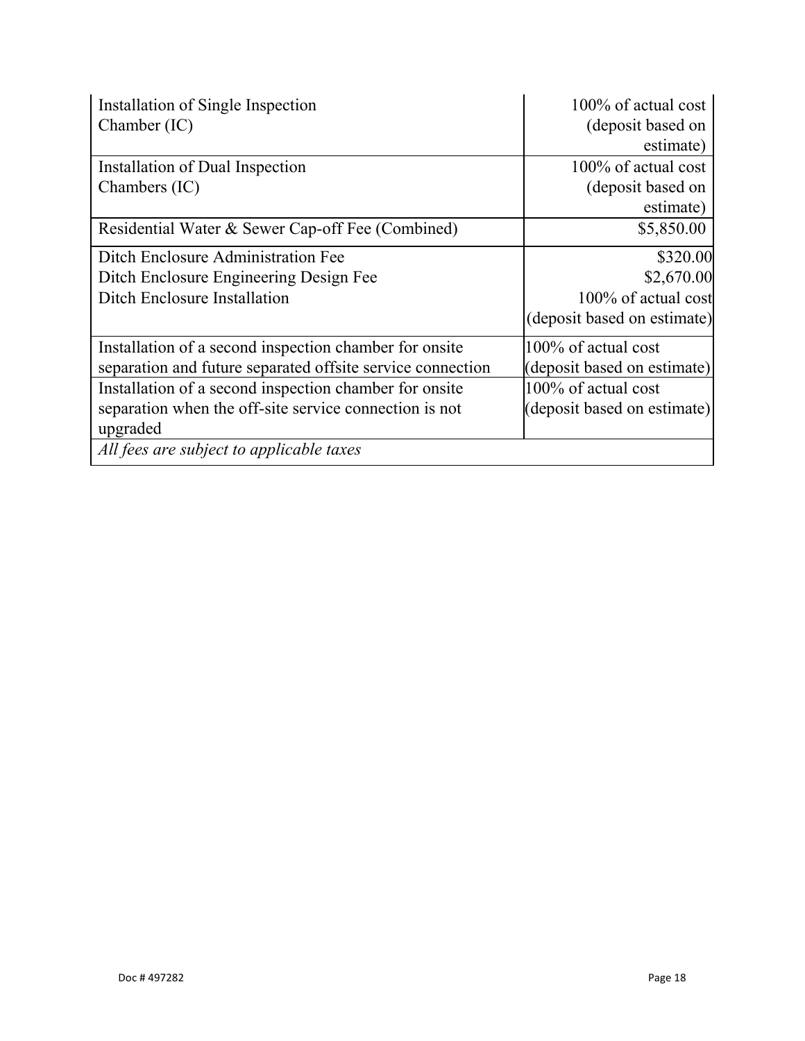| | |
|---|---|
| Installation of Single Inspection Chamber (IC) | 100% of actual cost (deposit based on estimate) |
| Installation of Dual Inspection Chambers (IC) | 100% of actual cost (deposit based on estimate) |
| Residential Water & Sewer Cap-off Fee (Combined) | $5,850.00 |
| Ditch Enclosure Administration Fee<br>Ditch Enclosure Engineering Design Fee<br>Ditch Enclosure Installation | $320.00<br>$2,670.00<br>100% of actual cost (deposit based on estimate) |
| Installation of a second inspection chamber for onsite separation and future separated offsite service connection | 100% of actual cost (deposit based on estimate) |
| Installation of a second inspection chamber for onsite separation when the off-site service connection is not upgraded | 100% of actual cost (deposit based on estimate) |
| *All fees are subject to applicable taxes* | |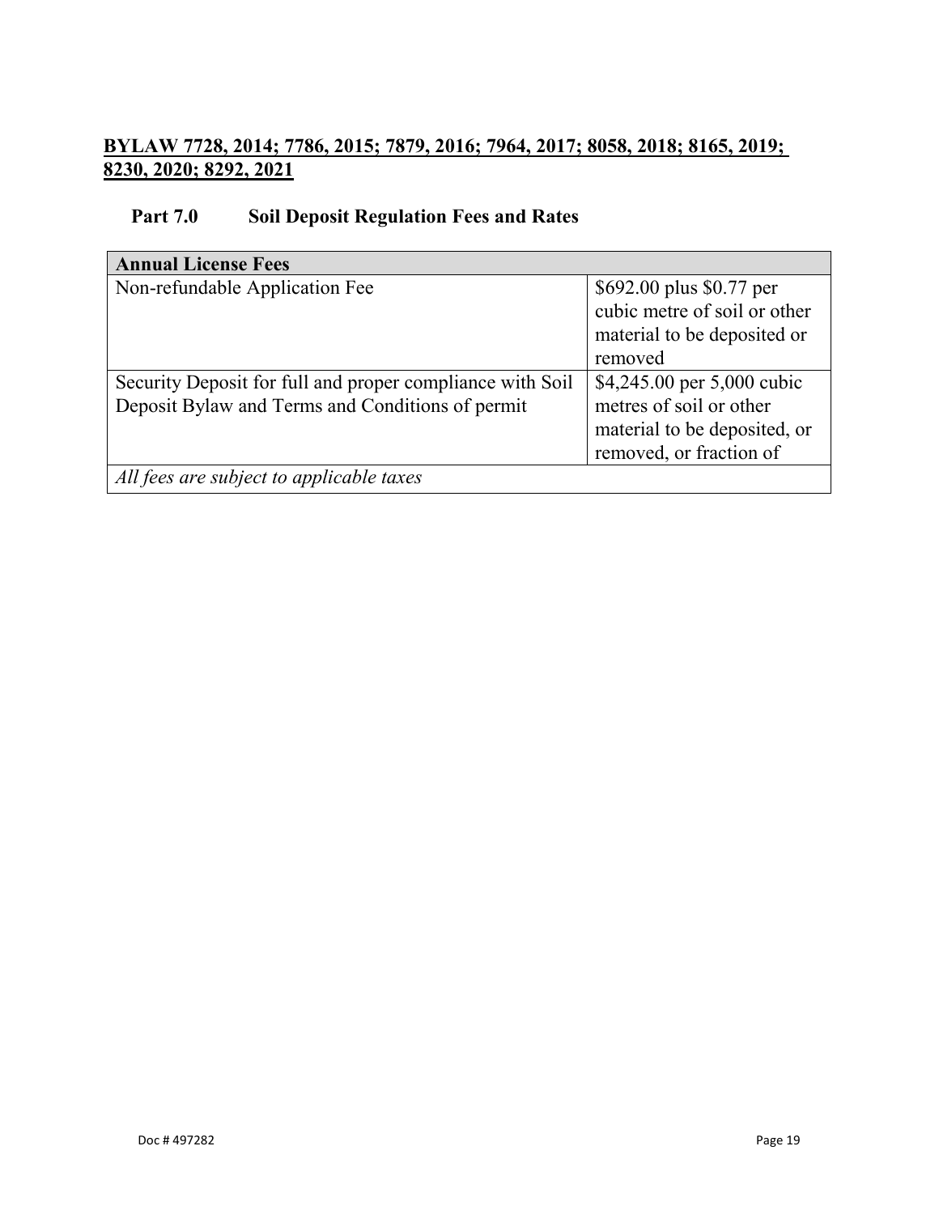**BYLAW 7728, 2014; 7786, 2015; 7879, 2016; 7964, 2017; 8058, 2018; 8165, 2019; 8230, 2020; 8292, 2021**

## Part 7.0 Soil Deposit Regulation Fees and Rates

| **Annual License Fees** | |
|---|---|
| Non-refundable Application Fee | $692.00 plus $0.77 per cubic metre of soil or other material to be deposited or removed |
| Security Deposit for full and proper compliance with Soil Deposit Bylaw and Terms and Conditions of permit | $4,245.00 per 5,000 cubic metres of soil or other material to be deposited, or removed, or fraction of |
| *All fees are subject to applicable taxes* | |

Doc # 497282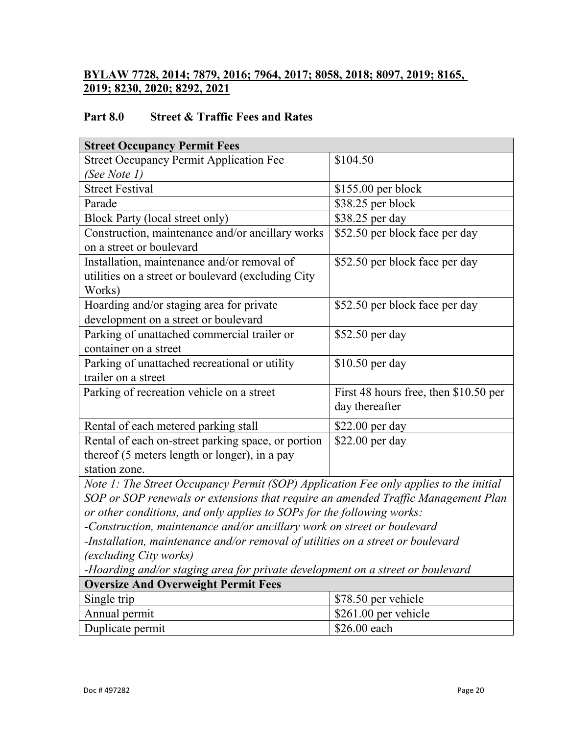**BYLAW 7728, 2014; 7879, 2016; 7964, 2017; 8058, 2018; 8097, 2019; 8165, 2019; 8230, 2020; 8292, 2021**

## Part 8.0 Street & Traffic Fees and Rates

| **Street Occupancy Permit Fees** | |
|---|---|
| Street Occupancy Permit Application Fee *(See Note 1)* | $104.50 |
| Street Festival | $155.00 per block |
| Parade | $38.25 per block |
| Block Party (local street only) | $38.25 per day |
| Construction, maintenance and/or ancillary works on a street or boulevard | $52.50 per block face per day |
| Installation, maintenance and/or removal of utilities on a street or boulevard (excluding City Works) | $52.50 per block face per day |
| Hoarding and/or staging area for private development on a street or boulevard | $52.50 per block face per day |
| Parking of unattached commercial trailer or container on a street | $52.50 per day |
| Parking of unattached recreational or utility trailer on a street | $10.50 per day |
| Parking of recreation vehicle on a street | First 48 hours free, then $10.50 per day thereafter |
| Rental of each metered parking stall | $22.00 per day |
| Rental of each on-street parking space, or portion thereof (5 meters length or longer), in a pay station zone. | $22.00 per day |
| *Note 1: The Street Occupancy Permit (SOP) Application Fee only applies to the initial SOP or SOP renewals or extensions that require an amended Traffic Management Plan or other conditions, and only applies to SOPs for the following works:<br>-Construction, maintenance and/or ancillary work on street or boulevard<br>-Installation, maintenance and/or removal of utilities on a street or boulevard (excluding City works)<br>-Hoarding and/or staging area for private development on a street or boulevard* | |
| **Oversize And Overweight Permit Fees** | |
| Single trip | $78.50 per vehicle |
| Annual permit | $261.00 per vehicle |
| Duplicate permit | $26.00 each |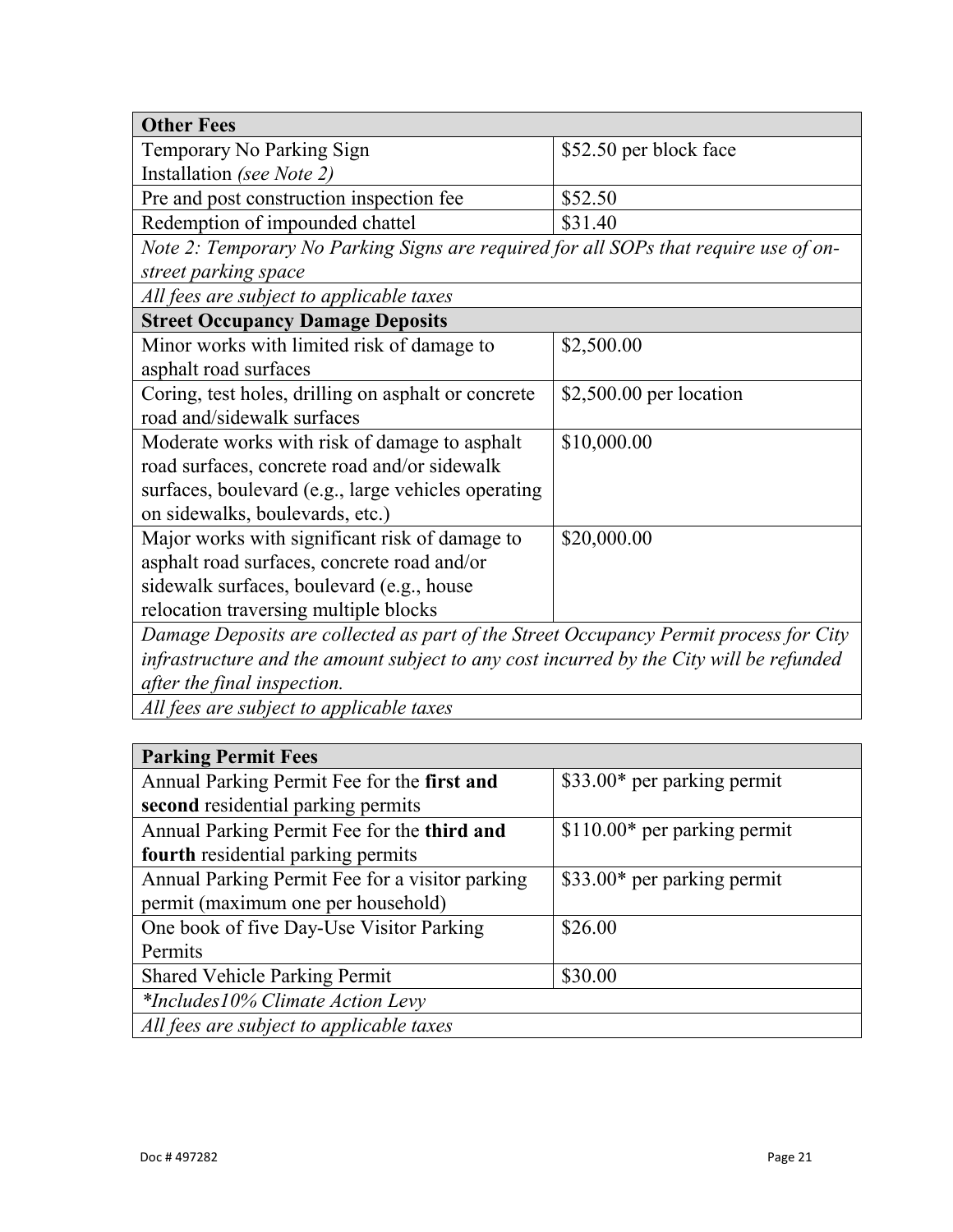| **Other Fees** | |
|---|---|
| Temporary No Parking Sign Installation *(see Note 2)* | $52.50 per block face |
| Pre and post construction inspection fee | $52.50 |
| Redemption of impounded chattel | $31.40 |
| *Note 2: Temporary No Parking Signs are required for all SOPs that require use of on-street parking space* | |
| *All fees are subject to applicable taxes* | |
| **Street Occupancy Damage Deposits** | |
| Minor works with limited risk of damage to asphalt road surfaces | $2,500.00 |
| Coring, test holes, drilling on asphalt or concrete road and/sidewalk surfaces | $2,500.00 per location |
| Moderate works with risk of damage to asphalt road surfaces, concrete road and/or sidewalk surfaces, boulevard (e.g., large vehicles operating on sidewalks, boulevards, etc.) | $10,000.00 |
| Major works with significant risk of damage to asphalt road surfaces, concrete road and/or sidewalk surfaces, boulevard (e.g., house relocation traversing multiple blocks | $20,000.00 |
| *Damage Deposits are collected as part of the Street Occupancy Permit process for City infrastructure and the amount subject to any cost incurred by the City will be refunded after the final inspection.* | |
| *All fees are subject to applicable taxes* | |

| **Parking Permit Fees** | |
|---|---|
| Annual Parking Permit Fee for the **first and second** residential parking permits | $33.00* per parking permit |
| Annual Parking Permit Fee for the **third and fourth** residential parking permits | $110.00* per parking permit |
| Annual Parking Permit Fee for a visitor parking permit (maximum one per household) | $33.00* per parking permit |
| One book of five Day-Use Visitor Parking Permits | $26.00 |
| Shared Vehicle Parking Permit | $30.00 |
| *\*Includes10% Climate Action Levy* | |
| *All fees are subject to applicable taxes* | |

Doc # 497282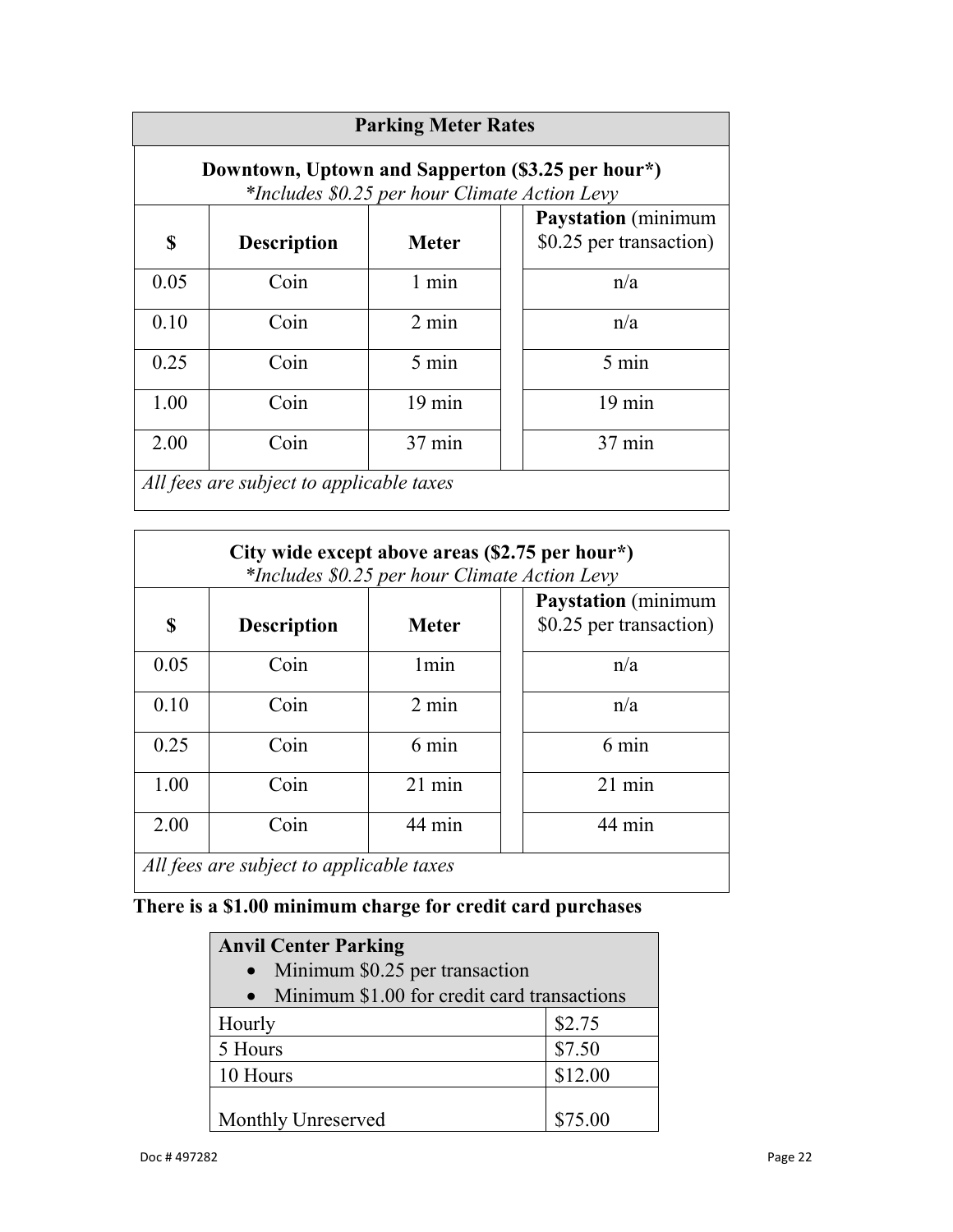| Parking Meter Rates | | | | |
|---|---|---|---|---|
| **Downtown, Uptown and Sapperton ($3.25 per hour*)** *\*Includes $0.25 per hour Climate Action Levy* | | | | |
| **$** | **Description** | **Meter** | | **Paystation** (minimum $0.25 per transaction) |
| 0.05 | Coin | 1 min | | n/a |
| 0.10 | Coin | 2 min | | n/a |
| 0.25 | Coin | 5 min | | 5 min |
| 1.00 | Coin | 19 min | | 19 min |
| 2.00 | Coin | 37 min | | 37 min |
| *All fees are subject to applicable taxes* | | | | |

| City wide except above areas ($2.75 per hour*) *\*Includes $0.25 per hour Climate Action Levy* | | | | |
|---|---|---|---|---|
| **$** | **Description** | **Meter** | | **Paystation** (minimum $0.25 per transaction) |
| 0.05 | Coin | 1min | | n/a |
| 0.10 | Coin | 2 min | | n/a |
| 0.25 | Coin | 6 min | | 6 min |
| 1.00 | Coin | 21 min | | 21 min |
| 2.00 | Coin | 44 min | | 44 min |
| *All fees are subject to applicable taxes* | | | | |

**There is a $1.00 minimum charge for credit card purchases**

| **Anvil Center Parking**<br>• Minimum $0.25 per transaction<br>• Minimum $1.00 for credit card transactions | |
|---|---|
| Hourly | $2.75 |
| 5 Hours | $7.50 |
| 10 Hours | $12.00 |
| Monthly Unreserved | $75.00 |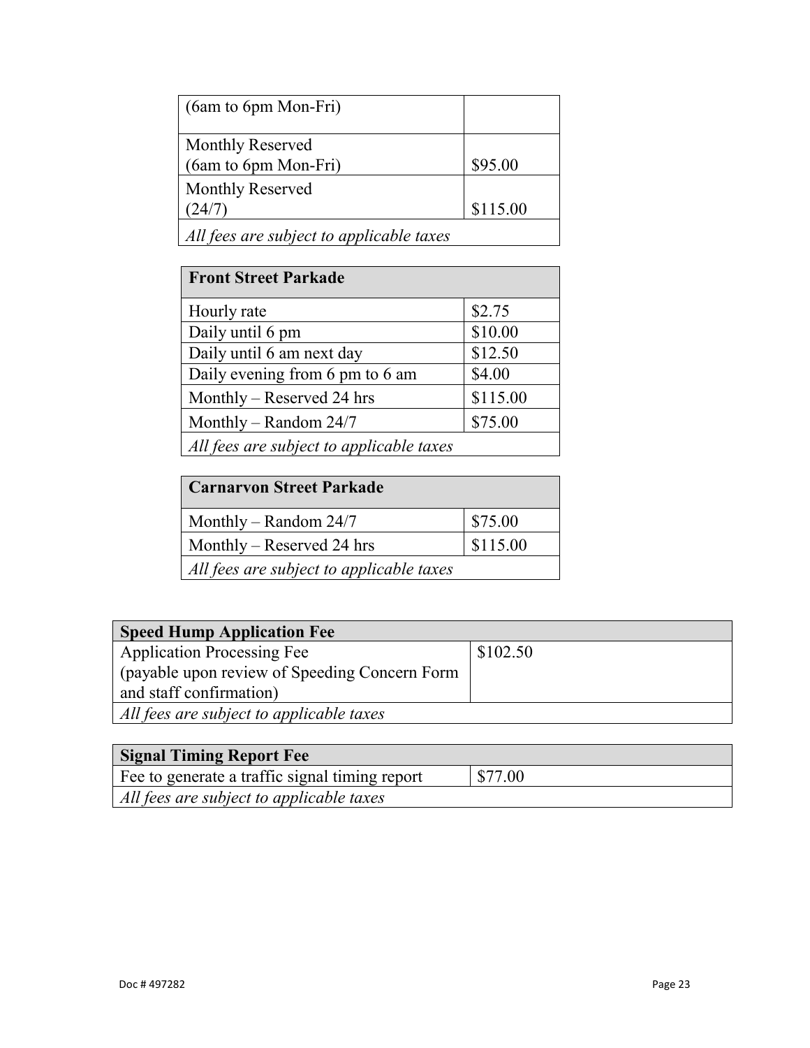| (6am to 6pm Mon-Fri) | |
|---|---|
| Monthly Reserved (6am to 6pm Mon-Fri) | $95.00 |
| Monthly Reserved (24/7) | $115.00 |
| *All fees are subject to applicable taxes* | |

| **Front Street Parkade** | |
|---|---|
| Hourly rate | $2.75 |
| Daily until 6 pm | $10.00 |
| Daily until 6 am next day | $12.50 |
| Daily evening from 6 pm to 6 am | $4.00 |
| Monthly – Reserved 24 hrs | $115.00 |
| Monthly – Random 24/7 | $75.00 |
| *All fees are subject to applicable taxes* | |

| **Carnarvon Street Parkade** | |
|---|---|
| Monthly – Random 24/7 | $75.00 |
| Monthly – Reserved 24 hrs | $115.00 |
| *All fees are subject to applicable taxes* | |

| **Speed Hump Application Fee** | |
|---|---|
| Application Processing Fee (payable upon review of Speeding Concern Form and staff confirmation) | $102.50 |
| *All fees are subject to applicable taxes* | |

| **Signal Timing Report Fee** | |
|---|---|
| Fee to generate a traffic signal timing report | $77.00 |
| *All fees are subject to applicable taxes* | |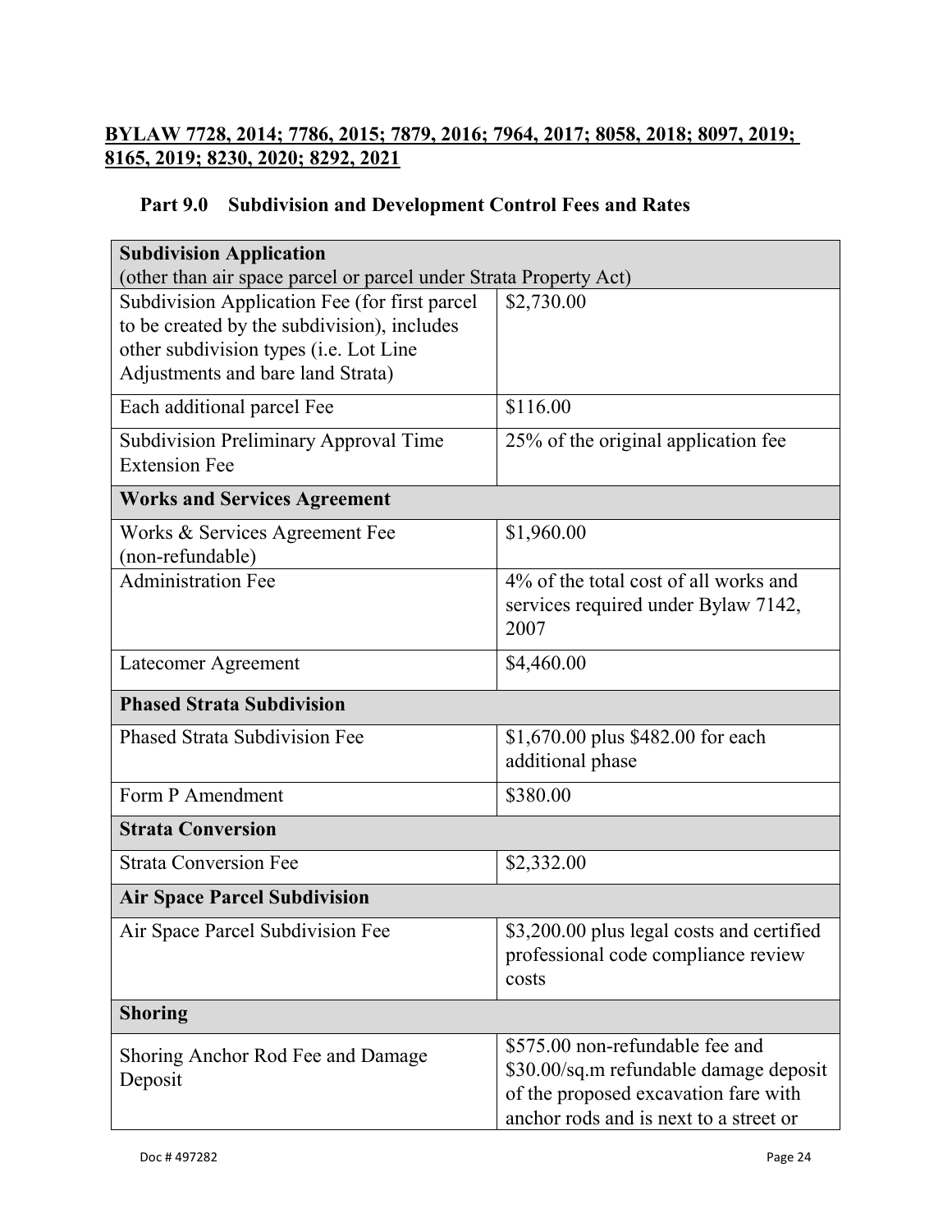**BYLAW 7728, 2014; 7786, 2015; 7879, 2016; 7964, 2017; 8058, 2018; 8097, 2019; 8165, 2019; 8230, 2020; 8292, 2021**

## Part 9.0 Subdivision and Development Control Fees and Rates

| **Subdivision Application** (other than air space parcel or parcel under Strata Property Act) | |
|---|---|
| Subdivision Application Fee (for first parcel to be created by the subdivision), includes other subdivision types (i.e. Lot Line Adjustments and bare land Strata) | $2,730.00 |
| Each additional parcel Fee | $116.00 |
| Subdivision Preliminary Approval Time Extension Fee | 25% of the original application fee |
| **Works and Services Agreement** | |
| Works & Services Agreement Fee (non-refundable) | $1,960.00 |
| Administration Fee | 4% of the total cost of all works and services required under Bylaw 7142, 2007 |
| Latecomer Agreement | $4,460.00 |
| **Phased Strata Subdivision** | |
| Phased Strata Subdivision Fee | $1,670.00 plus $482.00 for each additional phase |
| Form P Amendment | $380.00 |
| **Strata Conversion** | |
| Strata Conversion Fee | $2,332.00 |
| **Air Space Parcel Subdivision** | |
| Air Space Parcel Subdivision Fee | $3,200.00 plus legal costs and certified professional code compliance review costs |
| **Shoring** | |
| Shoring Anchor Rod Fee and Damage Deposit | $575.00 non-refundable fee and $30.00/sq.m refundable damage deposit of the proposed excavation fare with anchor rods and is next to a street or |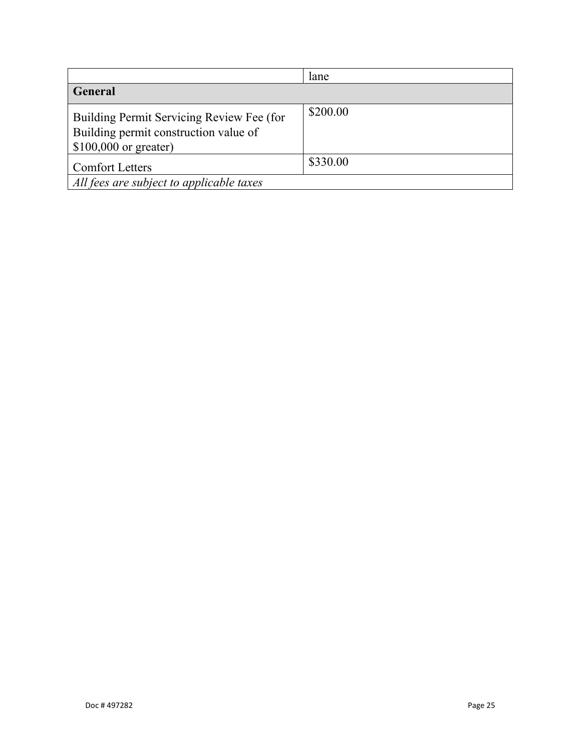| | |
|---|---|
| | lane |
| **General** | |
| Building Permit Servicing Review Fee (for Building permit construction value of $100,000 or greater) | $200.00 |
| Comfort Letters | $330.00 |
| *All fees are subject to applicable taxes* | |

Doc # 497282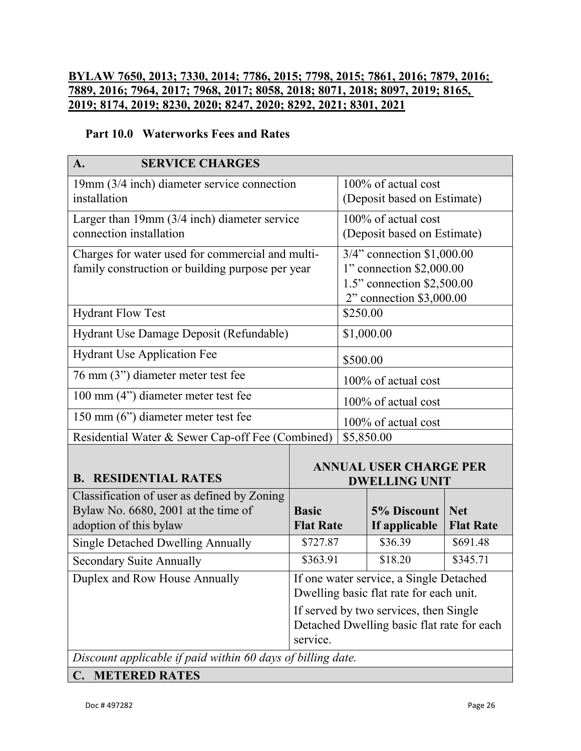**BYLAW 7650, 2013; 7330, 2014; 7786, 2015; 7798, 2015; 7861, 2016; 7879, 2016; 7889, 2016; 7964, 2017; 7968, 2017; 8058, 2018; 8071, 2018; 8097, 2019; 8165, 2019; 8174, 2019; 8230, 2020; 8247, 2020; 8292, 2021; 8301, 2021**

## Part 10.0 Waterworks Fees and Rates

| **A. SERVICE CHARGES** | |
|---|---|
| 19mm (3/4 inch) diameter service connection installation | 100% of actual cost (Deposit based on Estimate) |
| Larger than 19mm (3/4 inch) diameter service connection installation | 100% of actual cost (Deposit based on Estimate) |
| Charges for water used for commercial and multi-family construction or building purpose per year | 3/4" connection $1,000.00<br>1" connection $2,000.00<br>1.5" connection $2,500.00<br>2" connection $3,000.00 |
| Hydrant Flow Test | $250.00 |
| Hydrant Use Damage Deposit (Refundable) | $1,000.00 |
| Hydrant Use Application Fee | $500.00 |
| 76 mm (3") diameter meter test fee | 100% of actual cost |
| 100 mm (4") diameter meter test fee | 100% of actual cost |
| 150 mm (6") diameter meter test fee | 100% of actual cost |
| Residential Water & Sewer Cap-off Fee (Combined) | $5,850.00 |

| **B. RESIDENTIAL RATES** | **ANNUAL USER CHARGE PER DWELLING UNIT** | | |
|---|---|---|---|
| Classification of user as defined by Zoning Bylaw No. 6680, 2001 at the time of adoption of this bylaw | **Basic Flat Rate** | **5% Discount If applicable** | **Net Flat Rate** |
| Single Detached Dwelling Annually | $727.87 | $36.39 | $691.48 |
| Secondary Suite Annually | $363.91 | $18.20 | $345.71 |
| Duplex and Row House Annually | If one water service, a Single Detached Dwelling basic flat rate for each unit.<br>If served by two services, then Single Detached Dwelling basic flat rate for each service. | | |
| *Discount applicable if paid within 60 days of billing date.* | | | |

| **C. METERED RATES** |
|---|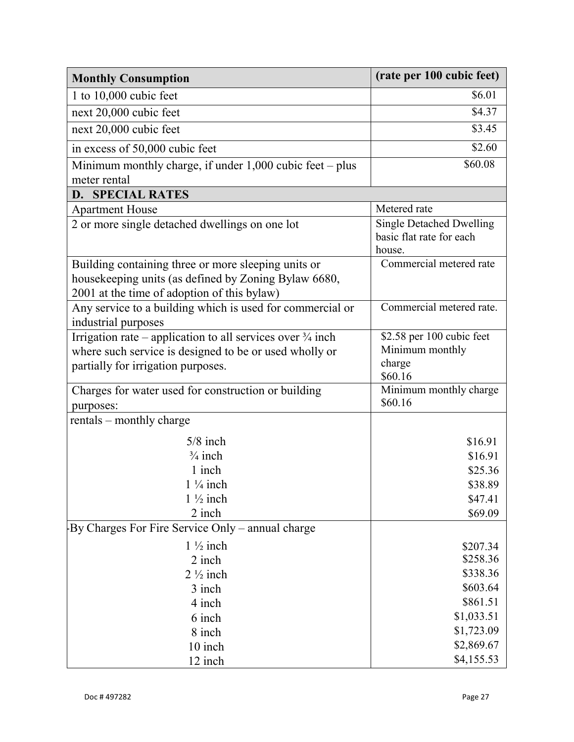| Monthly Consumption | (rate per 100 cubic feet) |
|---|---|
| 1 to 10,000 cubic feet | $6.01 |
| next 20,000 cubic feet | $4.37 |
| next 20,000 cubic feet | $3.45 |
| in excess of 50,000 cubic feet | $2.60 |
| Minimum monthly charge, if under 1,000 cubic feet – plus meter rental | $60.08 |
| **D. SPECIAL RATES** | |
| Apartment House | Metered rate |
| 2 or more single detached dwellings on one lot | Single Detached Dwelling basic flat rate for each house. |
| Building containing three or more sleeping units or housekeeping units (as defined by Zoning Bylaw 6680, 2001 at the time of adoption of this bylaw) | Commercial metered rate |
| Any service to a building which is used for commercial or industrial purposes | Commercial metered rate. |
| Irrigation rate – application to all services over ¾ inch where such service is designed to be or used wholly or partially for irrigation purposes. | $2.58 per 100 cubic feet Minimum monthly charge $60.16 |
| Charges for water used for construction or building purposes: | Minimum monthly charge $60.16 |
| rentals – monthly charge | |
| 5/8 inch | $16.91 |
| ¾ inch | $16.91 |
| 1 inch | $25.36 |
| 1 ¼ inch | $38.89 |
| 1 ½ inch | $47.41 |
| 2 inch | $69.09 |
| -By Charges For Fire Service Only – annual charge | |
| 1 ½ inch | $207.34 |
| 2 inch | $258.36 |
| 2 ½ inch | $338.36 |
| 3 inch | $603.64 |
| 4 inch | $861.51 |
| 6 inch | $1,033.51 |
| 8 inch | $1,723.09 |
| 10 inch | $2,869.67 |
| 12 inch | $4,155.53 |

Doc # 497282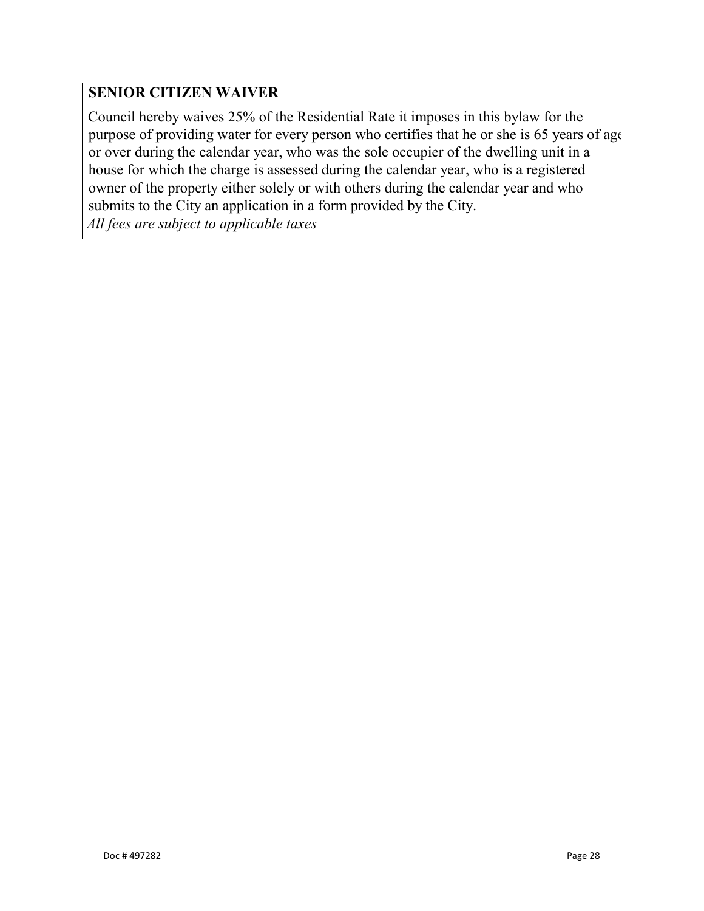| **SENIOR CITIZEN WAIVER** |
|---|
| Council hereby waives 25% of the Residential Rate it imposes in this bylaw for the purpose of providing water for every person who certifies that he or she is 65 years of age or over during the calendar year, who was the sole occupier of the dwelling unit in a house for which the charge is assessed during the calendar year, who is a registered owner of the property either solely or with others during the calendar year and who submits to the City an application in a form provided by the City. |
| *All fees are subject to applicable taxes* |

Doc # 497282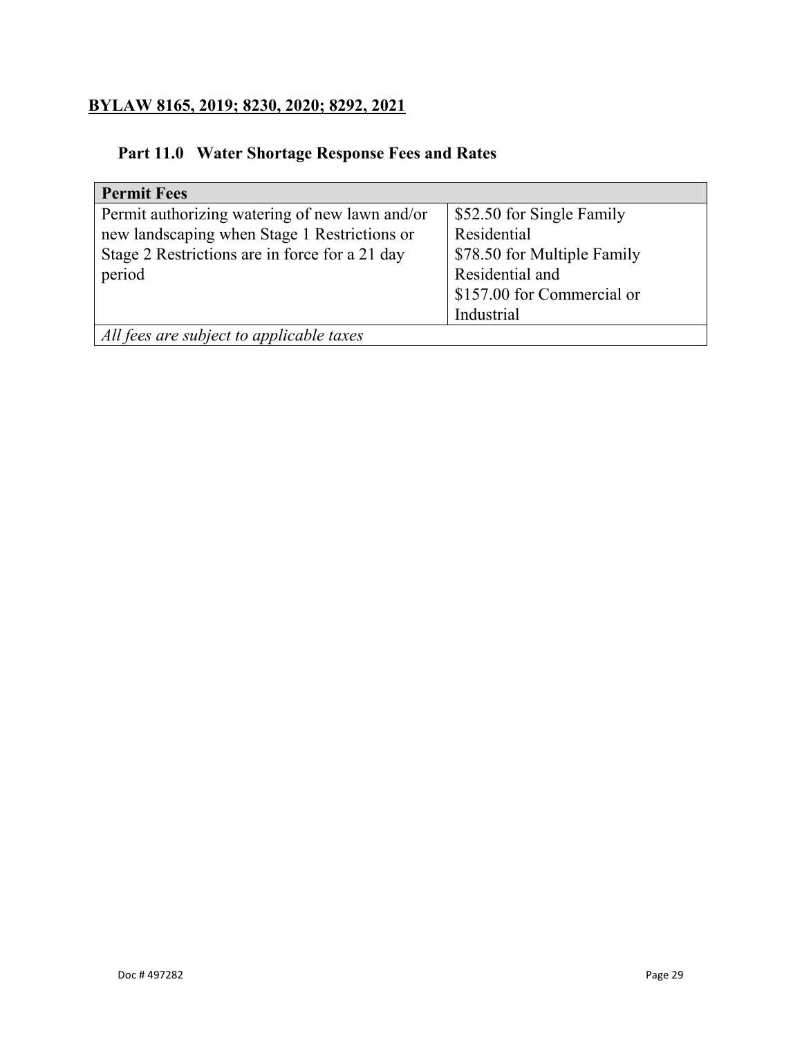**BYLAW 8165, 2019; 8230, 2020; 8292, 2021**

## Part 11.0 Water Shortage Response Fees and Rates

| Permit Fees | |
|---|---|
| Permit authorizing watering of new lawn and/or new landscaping when Stage 1 Restrictions or Stage 2 Restrictions are in force for a 21 day period | \$52.50 for Single Family Residential<br>\$78.50 for Multiple Family Residential and<br>\$157.00 for Commercial or Industrial |
| *All fees are subject to applicable taxes* | |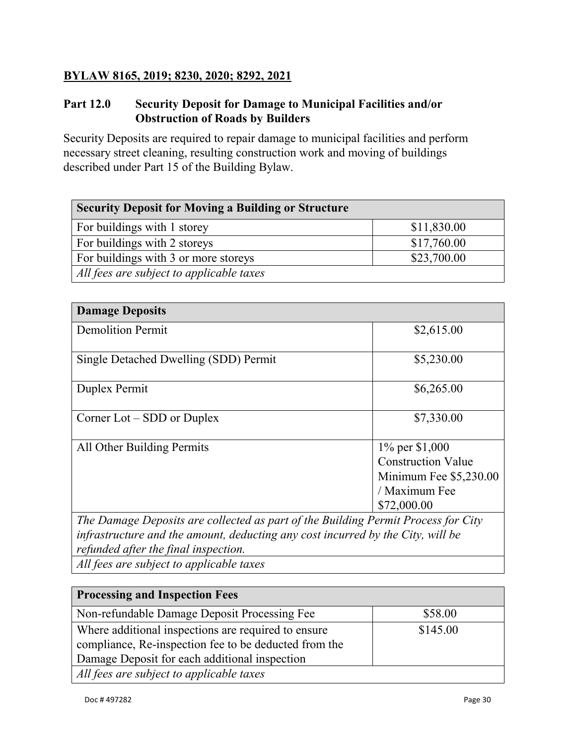**BYLAW 8165, 2019; 8230, 2020; 8292, 2021**

## Part 12.0 Security Deposit for Damage to Municipal Facilities and/or Obstruction of Roads by Builders

Security Deposits are required to repair damage to municipal facilities and perform necessary street cleaning, resulting construction work and moving of buildings described under Part 15 of the Building Bylaw.

| Security Deposit for Moving a Building or Structure | |
|---|---|
| For buildings with 1 storey | $11,830.00 |
| For buildings with 2 storeys | $17,760.00 |
| For buildings with 3 or more storeys | $23,700.00 |
| *All fees are subject to applicable taxes* | |

| Damage Deposits | |
|---|---|
| Demolition Permit | $2,615.00 |
| Single Detached Dwelling (SDD) Permit | $5,230.00 |
| Duplex Permit | $6,265.00 |
| Corner Lot – SDD or Duplex | $7,330.00 |
| All Other Building Permits | 1% per $1,000 Construction Value Minimum Fee $5,230.00 / Maximum Fee $72,000.00 |
| *The Damage Deposits are collected as part of the Building Permit Process for City infrastructure and the amount, deducting any cost incurred by the City, will be refunded after the final inspection.* | |
| *All fees are subject to applicable taxes* | |

| Processing and Inspection Fees | |
|---|---|
| Non-refundable Damage Deposit Processing Fee | $58.00 |
| Where additional inspections are required to ensure compliance, Re-inspection fee to be deducted from the Damage Deposit for each additional inspection | $145.00 |
| *All fees are subject to applicable taxes* | |

Doc # 497282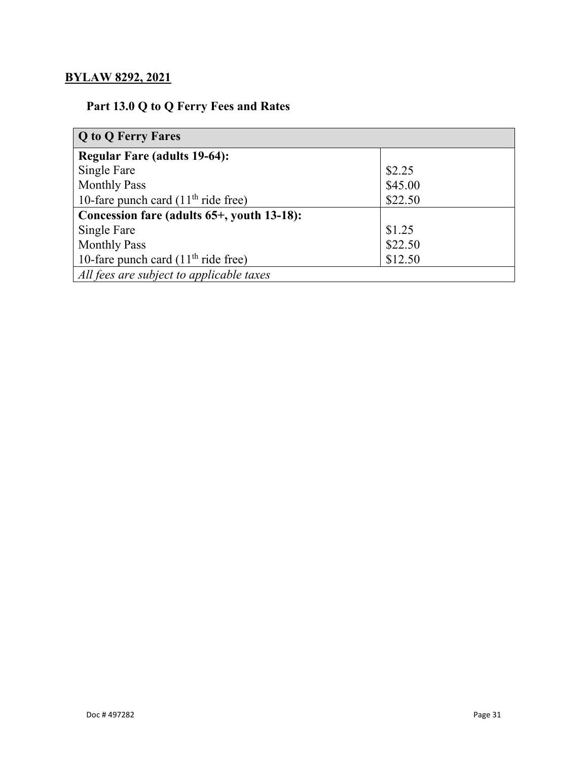**BYLAW 8292, 2021**

## Part 13.0 Q to Q Ferry Fees and Rates

| Q to Q Ferry Fares | |
|---|---|
| **Regular Fare (adults 19-64):** | |
| Single Fare | \$2.25 |
| Monthly Pass | \$45.00 |
| 10-fare punch card (11th ride free) | \$22.50 |
| **Concession fare (adults 65+, youth 13-18):** | |
| Single Fare | \$1.25 |
| Monthly Pass | \$22.50 |
| 10-fare punch card (11th ride free) | \$12.50 |
| *All fees are subject to applicable taxes* | |

Doc # 497282